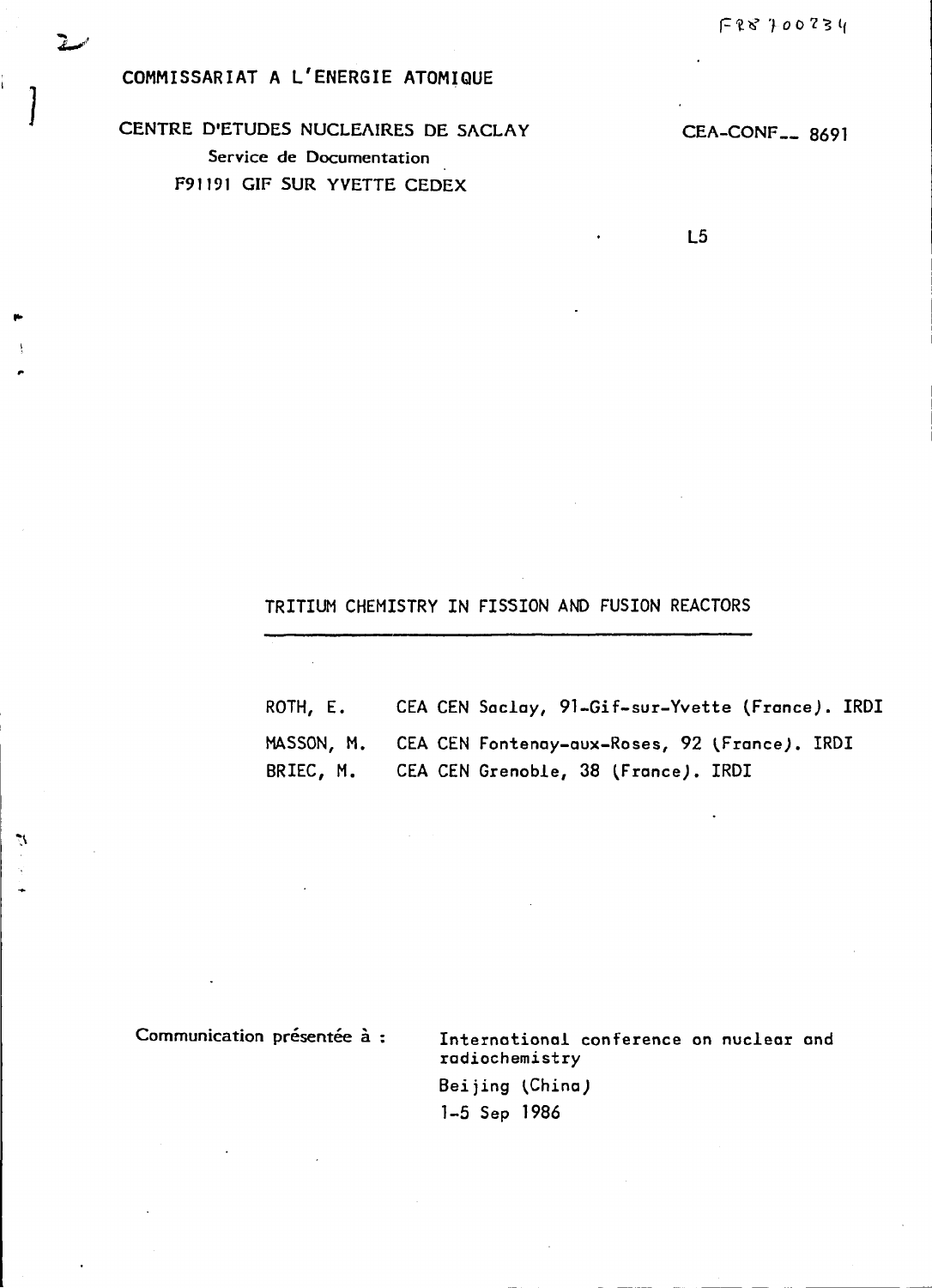FR8700234

COMMISSARIAT A L'ENERGIE ATOMIQUE

CENTRE D'ETUDES NUCLEAIRES DE SACLAY
Service de Documentation
F91191 GIF SUR YVETTE CEDEX

CEA-CONF-- 8691

L5

# TRITIUM CHEMISTRY IN FISSION AND FUSION REACTORS

ROTH, E. CEA CEN Saclay, 91-Gif-sur-Yvette (France). IRDI

MASSON, M. CEA CEN Fontenay-aux-Roses, 92 (France). IRDI

BRIEC, M. CEA CEN Grenoble, 38 (France). IRDI

Communication présentée à : International conference on nuclear and radiochemistry
Beijing (China)
1-5 Sep 1986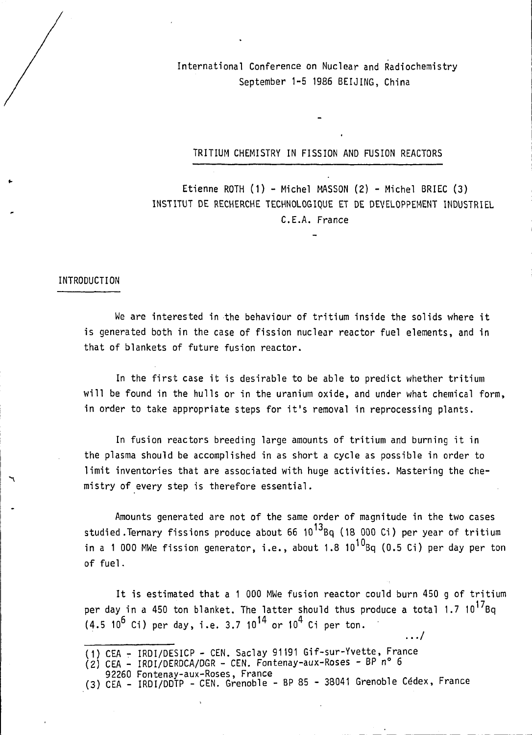International Conference on Nuclear and Radiochemistry
September 1-5 1986 BEIJING, China

# TRITIUM CHEMISTRY IN FISSION AND FUSION REACTORS

Etienne ROTH (1) - Michel MASSON (2) - Michel BRIEC (3)
INSTITUT DE RECHERCHE TECHNOLOGIQUE ET DE DEVELOPPEMENT INDUSTRIEL
C.E.A. France

## INTRODUCTION

We are interested in the behaviour of tritium inside the solids where it is generated both in the case of fission nuclear reactor fuel elements, and in that of blankets of future fusion reactor.

In the first case it is desirable to be able to predict whether tritium will be found in the hulls or in the uranium oxide, and under what chemical form, in order to take appropriate steps for it's removal in reprocessing plants.

In fusion reactors breeding large amounts of tritium and burning it in the plasma should be accomplished in as short a cycle as possible in order to limit inventories that are associated with huge activities. Mastering the chemistry of every step is therefore essential.

Amounts generated are not of the same order of magnitude in the two cases studied. Ternary fissions produce about 66 $10^{13}$Bq (18 000 Ci) per year of tritium in a 1 000 MWe fission generator, i.e., about 1.8 $10^{10}$Bq (0.5 Ci) per day per ton of fuel.

It is estimated that a 1 000 MWe fusion reactor could burn 450 g of tritium per day in a 450 ton blanket. The latter should thus produce a total 1.7 $10^{17}$Bq (4.5 $10^{6}$ Ci) per day, i.e. 3.7 $10^{14}$ or $10^{4}$ Ci per ton.

.../

(1) CEA - IRDI/DESICP - CEN. Saclay 91191 Gif-sur-Yvette, France
(2) CEA - IRDI/DERDCA/DGR - CEN. Fontenay-aux-Roses - BP n° 6
92260 Fontenay-aux-Roses, France
(3) CEA - IRDI/DDTP - CEN. Grenoble - BP 85 - 38041 Grenoble Cédex, France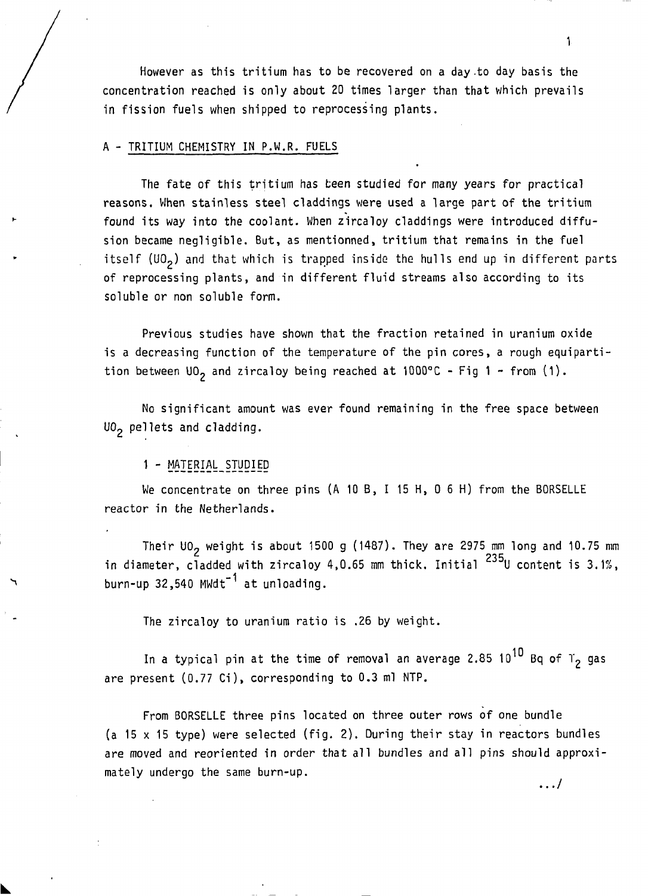However as this tritium has to be recovered on a day to day basis the concentration reached is only about 20 times larger than that which prevails in fission fuels when shipped to reprocessing plants.

## A - TRITIUM CHEMISTRY IN P.W.R. FUELS

The fate of this tritium has been studied for many years for practical reasons. When stainless steel claddings were used a large part of the tritium found its way into the coolant. When zircaloy claddings were introduced diffusion became negligible. But, as mentionned, tritium that remains in the fuel itself ($UO_2$) and that which is trapped inside the hulls end up in different parts of reprocessing plants, and in different fluid streams also according to its soluble or non soluble form.

Previous studies have shown that the fraction retained in uranium oxide is a decreasing function of the temperature of the pin cores, a rough equipartition between $UO_2$ and zircaloy being reached at 1000°C - Fig 1 - from (1).

No significant amount was ever found remaining in the free space between $UO_2$ pellets and cladding.

### 1 - MATERIAL STUDIED

We concentrate on three pins (A 10 B, I 15 H, 0 6 H) from the BORSELLE reactor in the Netherlands.

Their $UO_2$ weight is about 1500 g (1487). They are 2975 mm long and 10.75 mm in diameter, cladded with zircaloy 4,0.65 mm thick. Initial $^{235}U$ content is 3.1%, burn-up 32,540 $MWdt^{-1}$ at unloading.

The zircaloy to uranium ratio is .26 by weight.

In a typical pin at the time of removal an average 2.85 $10^{10}$ Bq of $T_2$ gas are present (0.77 Ci), corresponding to 0.3 ml NTP.

From BORSELLE three pins located on three outer rows of one bundle (a 15 x 15 type) were selected (fig. 2). During their stay in reactors bundles are moved and reoriented in order that all bundles and all pins should approximately undergo the same burn-up.

.../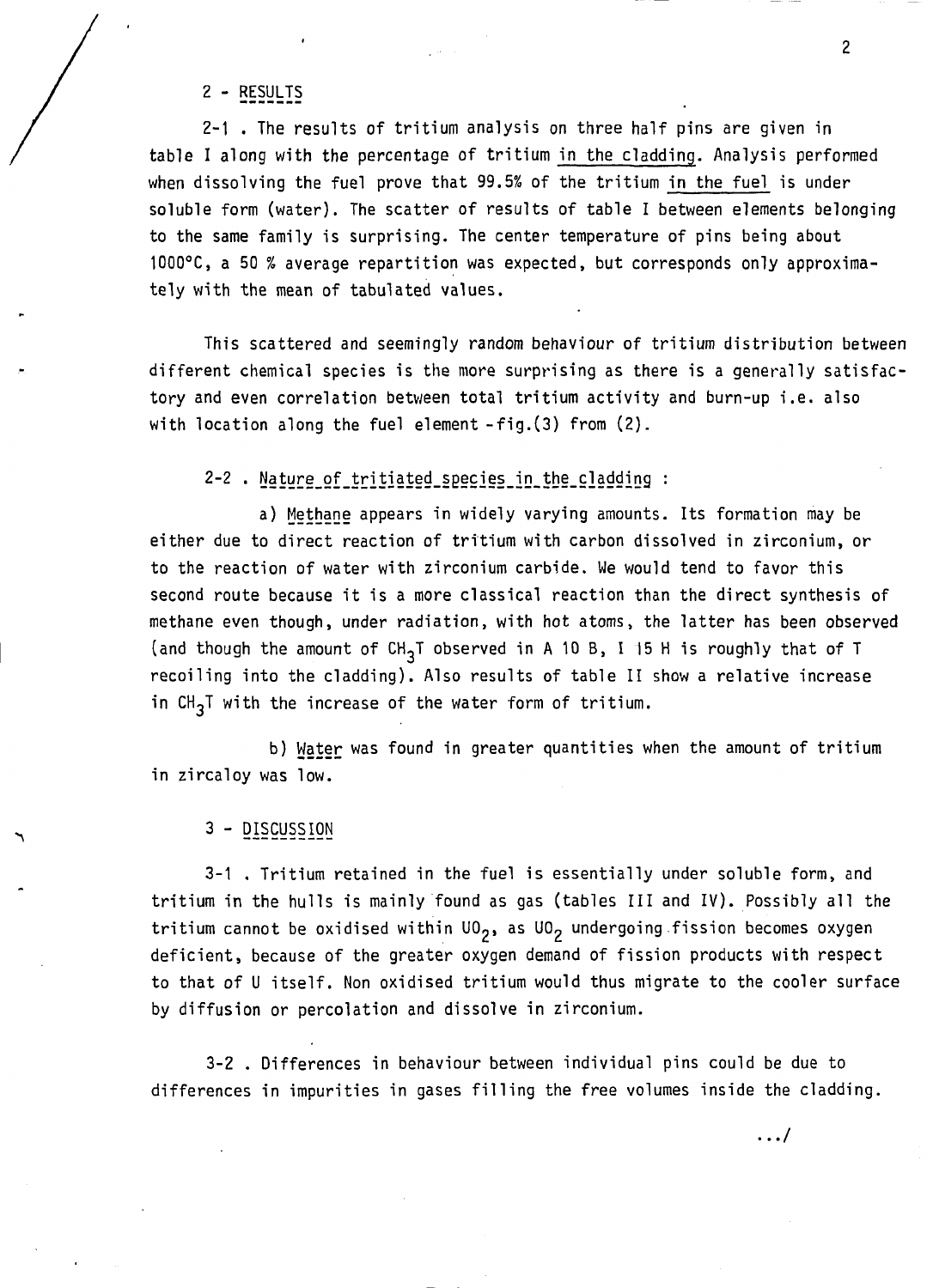## 2 - RESULTS

2-1 . The results of tritium analysis on three half pins are given in table I along with the percentage of tritium in the cladding. Analysis performed when dissolving the fuel prove that 99.5% of the tritium in the fuel is under soluble form (water). The scatter of results of table I between elements belonging to the same family is surprising. The center temperature of pins being about 1000°C, a 50 % average repartition was expected, but corresponds only approximately with the mean of tabulated values.

This scattered and seemingly random behaviour of tritium distribution between different chemical species is the more surprising as there is a generally satisfactory and even correlation between total tritium activity and burn-up i.e. also with location along the fuel element -fig.(3) from (2).

2-2 . Nature of tritiated species in the cladding :

a) Methane appears in widely varying amounts. Its formation may be either due to direct reaction of tritium with carbon dissolved in zirconium, or to the reaction of water with zirconium carbide. We would tend to favor this second route because it is a more classical reaction than the direct synthesis of methane even though, under radiation, with hot atoms, the latter has been observed (and though the amount of $CH_3T$ observed in A 10 B, I 15 H is roughly that of T recoiling into the cladding). Also results of table II show a relative increase in $CH_3T$ with the increase of the water form of tritium.

b) Water was found in greater quantities when the amount of tritium in zircaloy was low.

## 3 - DISCUSSION

3-1 . Tritium retained in the fuel is essentially under soluble form, and tritium in the hulls is mainly found as gas (tables III and IV). Possibly all the tritium cannot be oxidised within $UO_2$, as $UO_2$ undergoing fission becomes oxygen deficient, because of the greater oxygen demand of fission products with respect to that of U itself. Non oxidised tritium would thus migrate to the cooler surface by diffusion or percolation and dissolve in zirconium.

3-2 . Differences in behaviour between individual pins could be due to differences in impurities in gases filling the free volumes inside the cladding.

.../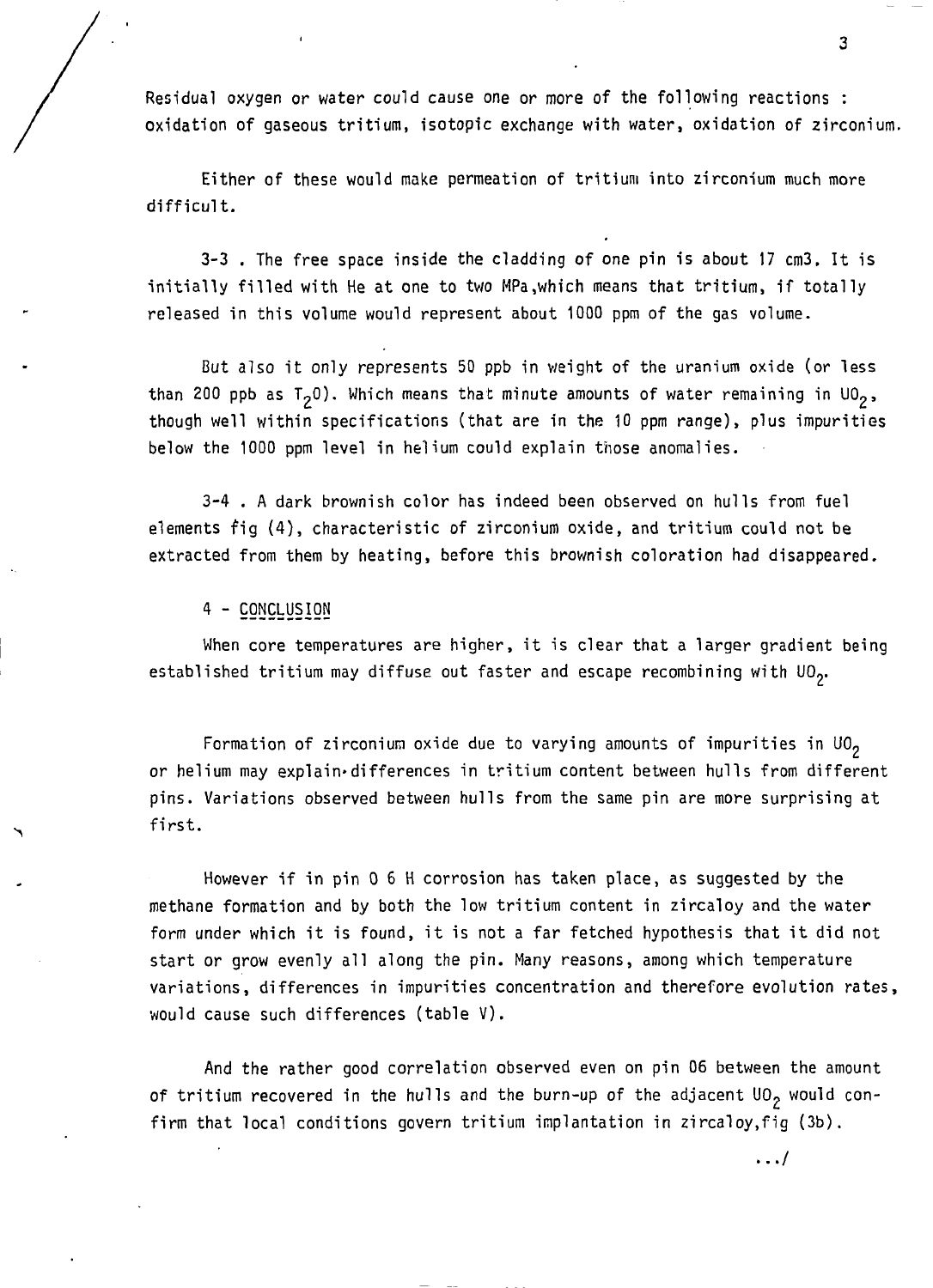Residual oxygen or water could cause one or more of the following reactions : oxidation of gaseous tritium, isotopic exchange with water, oxidation of zirconium.

Either of these would make permeation of tritium into zirconium much more difficult.

3-3 . The free space inside the cladding of one pin is about 17 cm3. It is initially filled with He at one to two MPa,which means that tritium, if totally released in this volume would represent about 1000 ppm of the gas volume.

But also it only represents 50 ppb in weight of the uranium oxide (or less than 200 ppb as $T_2O$). Which means that minute amounts of water remaining in $UO_2$, though well within specifications (that are in the 10 ppm range), plus impurities below the 1000 ppm level in helium could explain those anomalies.

3-4 . A dark brownish color has indeed been observed on hulls from fuel elements fig (4), characteristic of zirconium oxide, and tritium could not be extracted from them by heating, before this brownish coloration had disappeared.

## 4 - CONCLUSION

When core temperatures are higher, it is clear that a larger gradient being established tritium may diffuse out faster and escape recombining with $UO_2$.

Formation of zirconium oxide due to varying amounts of impurities in $UO_2$ or helium may explain differences in tritium content between hulls from different pins. Variations observed between hulls from the same pin are more surprising at first.

However if in pin 0 6 H corrosion has taken place, as suggested by the methane formation and by both the low tritium content in zircaloy and the water form under which it is found, it is not a far fetched hypothesis that it did not start or grow evenly all along the pin. Many reasons, among which temperature variations, differences in impurities concentration and therefore evolution rates, would cause such differences (table V).

And the rather good correlation observed even on pin 06 between the amount of tritium recovered in the hulls and the burn-up of the adjacent $UO_2$ would confirm that local conditions govern tritium implantation in zircaloy,fig (3b).

.../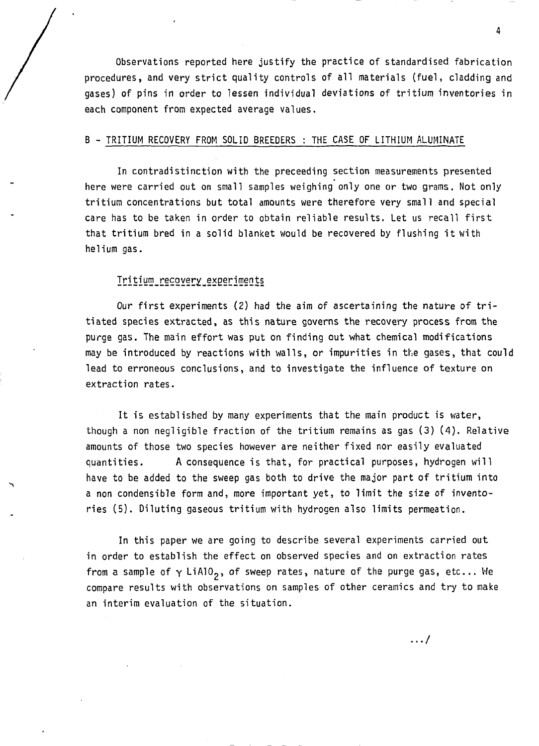Observations reported here justify the practice of standardised fabrication procedures, and very strict quality controls of all materials (fuel, cladding and gases) of pins in order to lessen individual deviations of tritium inventories in each component from expected average values.

## B - TRITIUM RECOVERY FROM SOLID BREEDERS : THE CASE OF LITHIUM ALUMINATE

In contradistinction with the preceeding section measurements presented here were carried out on small samples weighing only one or two grams. Not only tritium concentrations but total amounts were therefore very small and special care has to be taken in order to obtain reliable results. Let us recall first that tritium bred in a solid blanket would be recovered by flushing it with helium gas.

### Tritium recovery experiments

Our first experiments (2) had the aim of ascertaining the nature of tritiated species extracted, as this nature governs the recovery process from the purge gas. The main effort was put on finding out what chemical modifications may be introduced by reactions with walls, or impurities in the gases, that could lead to erroneous conclusions, and to investigate the influence of texture on extraction rates.

It is established by many experiments that the main product is water, though a non negligible fraction of the tritium remains as gas (3) (4). Relative amounts of those two species however are neither fixed nor easily evaluated quantities. A consequence is that, for practical purposes, hydrogen will have to be added to the sweep gas both to drive the major part of tritium into a non condensible form and, more important yet, to limit the size of inventories (5). Diluting gaseous tritium with hydrogen also limits permeation.

In this paper we are going to describe several experiments carried out in order to establish the effect on observed species and on extraction rates from a sample of $\gamma$ $LiAlO_2$, of sweep rates, nature of the purge gas, etc... We compare results with observations on samples of other ceramics and try to make an interim evaluation of the situation.

.../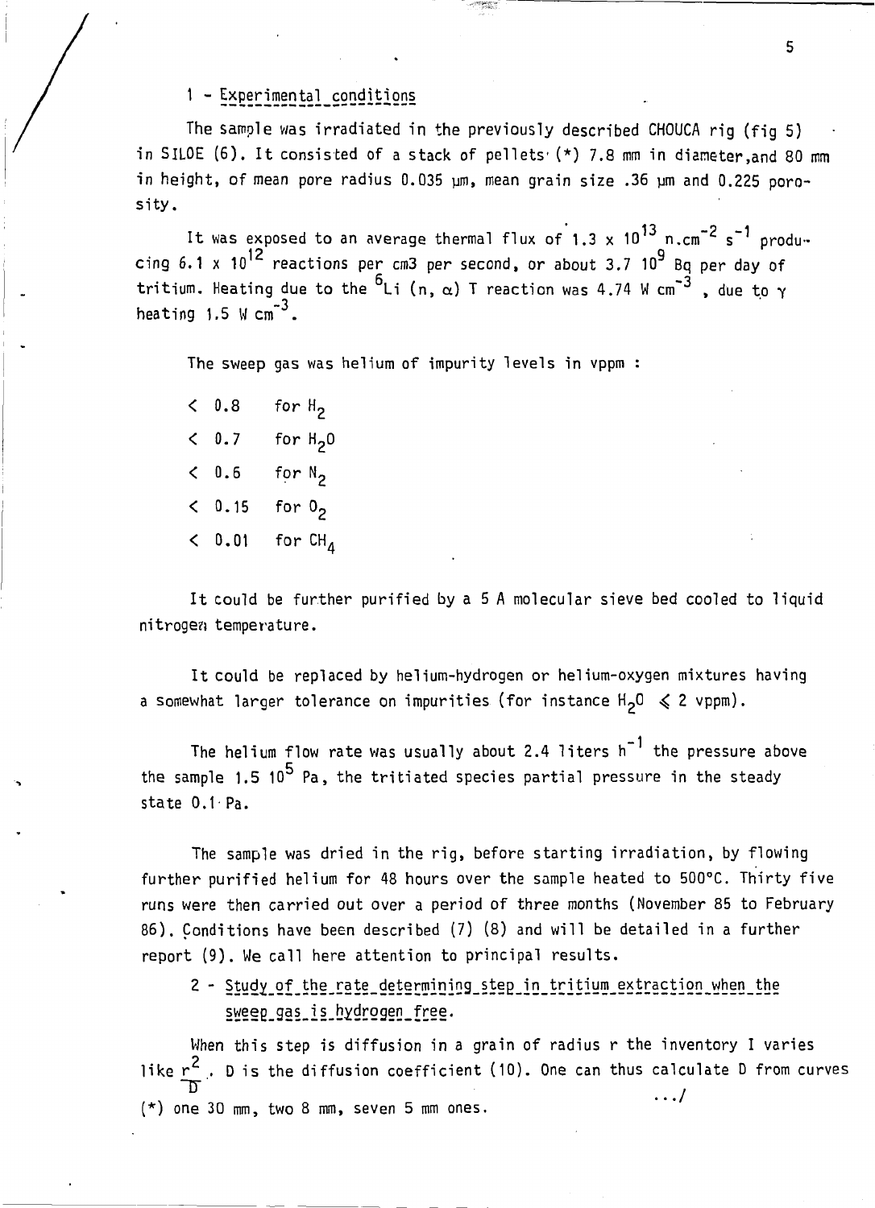## 1 - Experimental conditions

The sample was irradiated in the previously described CHOUCA rig (fig 5) in SILOE (6). It consisted of a stack of pellets (*) 7.8 mm in diameter, and 80 mm in height, of mean pore radius 0.035 µm, mean grain size .36 µm and 0.225 porosity.

It was exposed to an average thermal flux of $1.3 \times 10^{13}$ $n.cm^{-2}$ $s^{-1}$ producing $6.1 \times 10^{12}$ reactions per cm3 per second, or about $3.7$ $10^{9}$ Bq per day of tritium. Heating due to the $^{6}Li$ $(n, \alpha)$ T reaction was 4.74 W $cm^{-3}$, due to $\gamma$ heating 1.5 W $cm^{-3}$.

The sweep gas was helium of impurity levels in vppm :

- < 0.8 for $H_2$
- < 0.7 for $H_2O$
- < 0.6 for $N_2$
- < 0.15 for $O_2$
- < 0.01 for $CH_4$

It could be further purified by a 5 A molecular sieve bed cooled to liquid nitrogen temperature.

It could be replaced by helium-hydrogen or helium-oxygen mixtures having a somewhat larger tolerance on impurities (for instance $H_2O \leqslant 2$ vppm).

The helium flow rate was usually about 2.4 liters $h^{-1}$ the pressure above the sample 1.5 $10^{5}$ Pa, the tritiated species partial pressure in the steady state 0.1 Pa.

The sample was dried in the rig, before starting irradiation, by flowing further purified helium for 48 hours over the sample heated to 500°C. Thirty five runs were then carried out over a period of three months (November 85 to February 86). Conditions have been described (7) (8) and will be detailed in a further report (9). We call here attention to principal results.

## 2 - Study of the rate determining step in tritium extraction when the sweep gas is hydrogen free.

When this step is diffusion in a grain of radius r the inventory I varies like $\frac{r^2}{D}$. D is the diffusion coefficient (10). One can thus calculate D from curves .../

(*) one 30 mm, two 8 mm, seven 5 mm ones.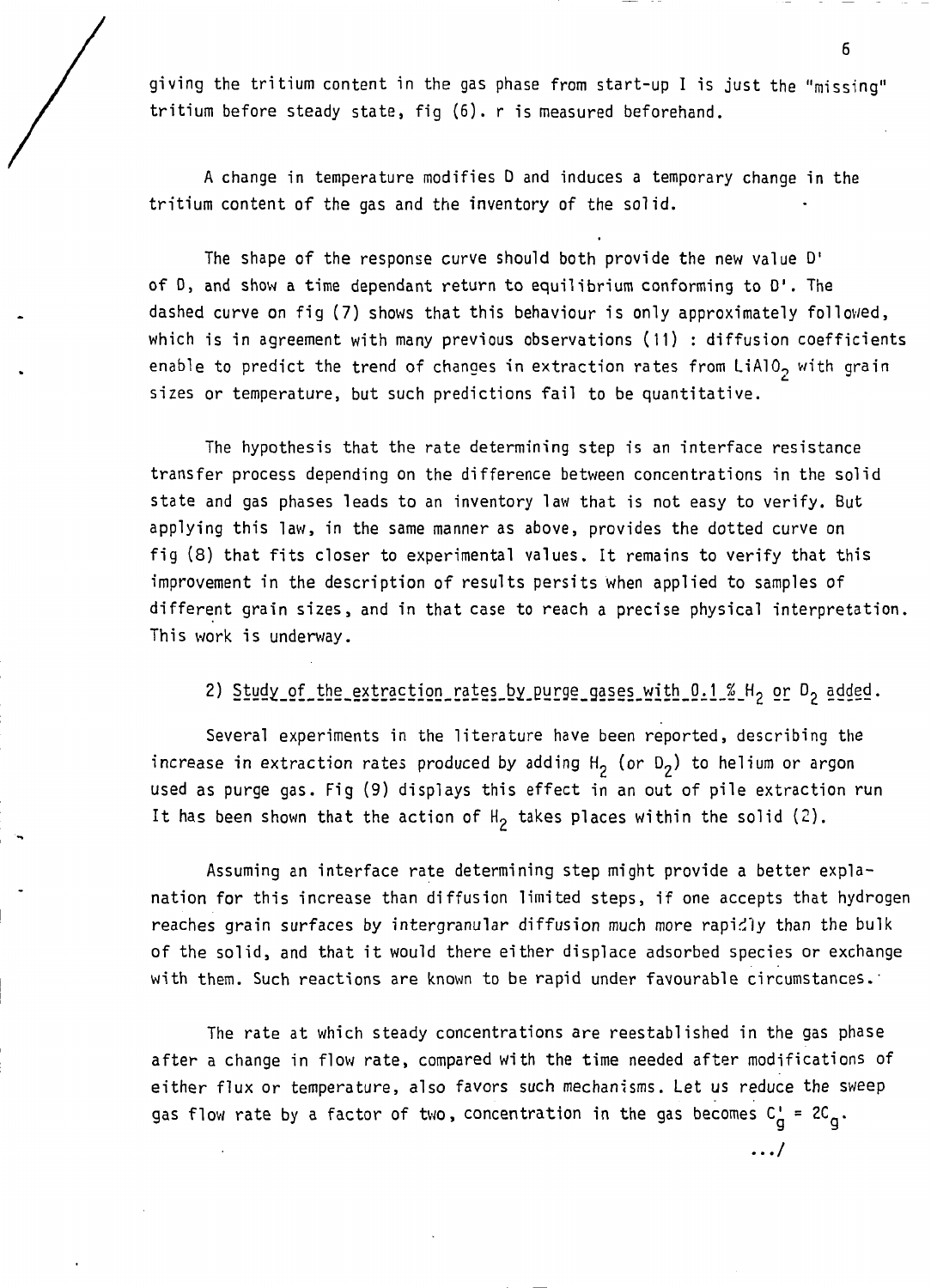giving the tritium content in the gas phase from start-up I is just the "missing" tritium before steady state, fig (6). r is measured beforehand.

A change in temperature modifies D and induces a temporary change in the tritium content of the gas and the inventory of the solid.

The shape of the response curve should both provide the new value D' of D, and show a time dependant return to equilibrium conforming to D'. The dashed curve on fig (7) shows that this behaviour is only approximately followed, which is in agreement with many previous observations (11) : diffusion coefficients enable to predict the trend of changes in extraction rates from $LiAlO_2$ with grain sizes or temperature, but such predictions fail to be quantitative.

The hypothesis that the rate determining step is an interface resistance transfer process depending on the difference between concentrations in the solid state and gas phases leads to an inventory law that is not easy to verify. But applying this law, in the same manner as above, provides the dotted curve on fig (8) that fits closer to experimental values. It remains to verify that this improvement in the description of results persits when applied to samples of different grain sizes, and in that case to reach a precise physical interpretation. This work is underway.

2) Study of the extraction rates by purge gases with 0.1 % $H_2$ or $D_2$ added.

Several experiments in the literature have been reported, describing the increase in extraction rates produced by adding $H_2$ (or $D_2$) to helium or argon used as purge gas. Fig (9) displays this effect in an out of pile extraction run It has been shown that the action of $H_2$ takes places within the solid (2).

Assuming an interface rate determining step might provide a better explanation for this increase than diffusion limited steps, if one accepts that hydrogen reaches grain surfaces by intergranular diffusion much more rapidly than the bulk of the solid, and that it would there either displace adsorbed species or exchange with them. Such reactions are known to be rapid under favourable circumstances.

The rate at which steady concentrations are reestablished in the gas phase after a change in flow rate, compared with the time needed after modifications of either flux or temperature, also favors such mechanisms. Let us reduce the sweep gas flow rate by a factor of two, concentration in the gas becomes $C_g' = 2C_g$.

.../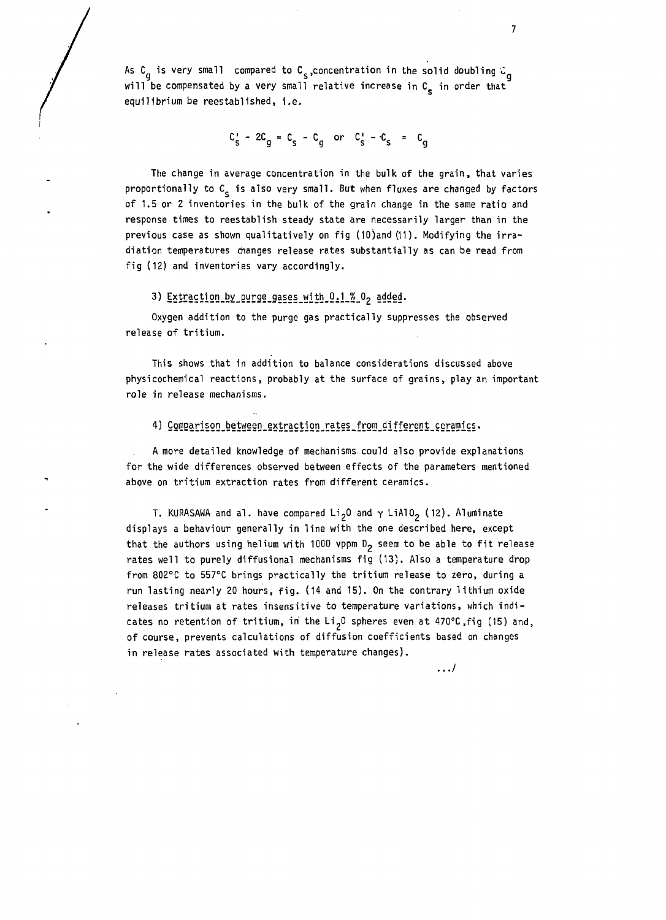As $C_g$ is very small compared to $C_s$, concentration in the solid doubling $C_g$ will be compensated by a very small relative increase in $C_s$ in order that equilibrium be reestablished, i.e.

$$C_s' - 2C_g = C_s - C_g \quad \text{or} \quad C_s' - C_s = C_g$$

The change in average concentration in the bulk of the grain, that varies proportionally to $C_s$ is also very small. But when fluxes are changed by factors of 1.5 or 2 inventories in the bulk of the grain change in the same ratio and response times to reestablish steady state are necessarily larger than in the previous case as shown qualitatively on fig (10) and (11). Modifying the irradiation temperatures changes release rates substantially as can be read from fig (12) and inventories vary accordingly.

3) Extraction by purge gases with 0.1 % $O_2$ added.

Oxygen addition to the purge gas practically suppresses the observed release of tritium.

This shows that in addition to balance considerations discussed above physicochemical reactions, probably at the surface of grains, play an important role in release mechanisms.

4) Comparison between extraction rates from different ceramics.

A more detailed knowledge of mechanisms could also provide explanations for the wide differences observed between effects of the parameters mentioned above on tritium extraction rates from different ceramics.

T. KURASAWA and al. have compared $Li_2O$ and $\gamma$ $LiAlO_2$ (12). Aluminate displays a behaviour generally in line with the one described here, except that the authors using helium with 1000 vppm $D_2$ seem to be able to fit release rates well to purely diffusional mechanisms fig (13). Also a temperature drop from 802°C to 557°C brings practically the tritium release to zero, during a run lasting nearly 20 hours, fig. (14 and 15). On the contrary lithium oxide releases tritium at rates insensitive to temperature variations, which indicates no retention of tritium, in the $Li_2O$ spheres even at 470°C, fig (15) and, of course, prevents calculations of diffusion coefficients based on changes in release rates associated with temperature changes).

.../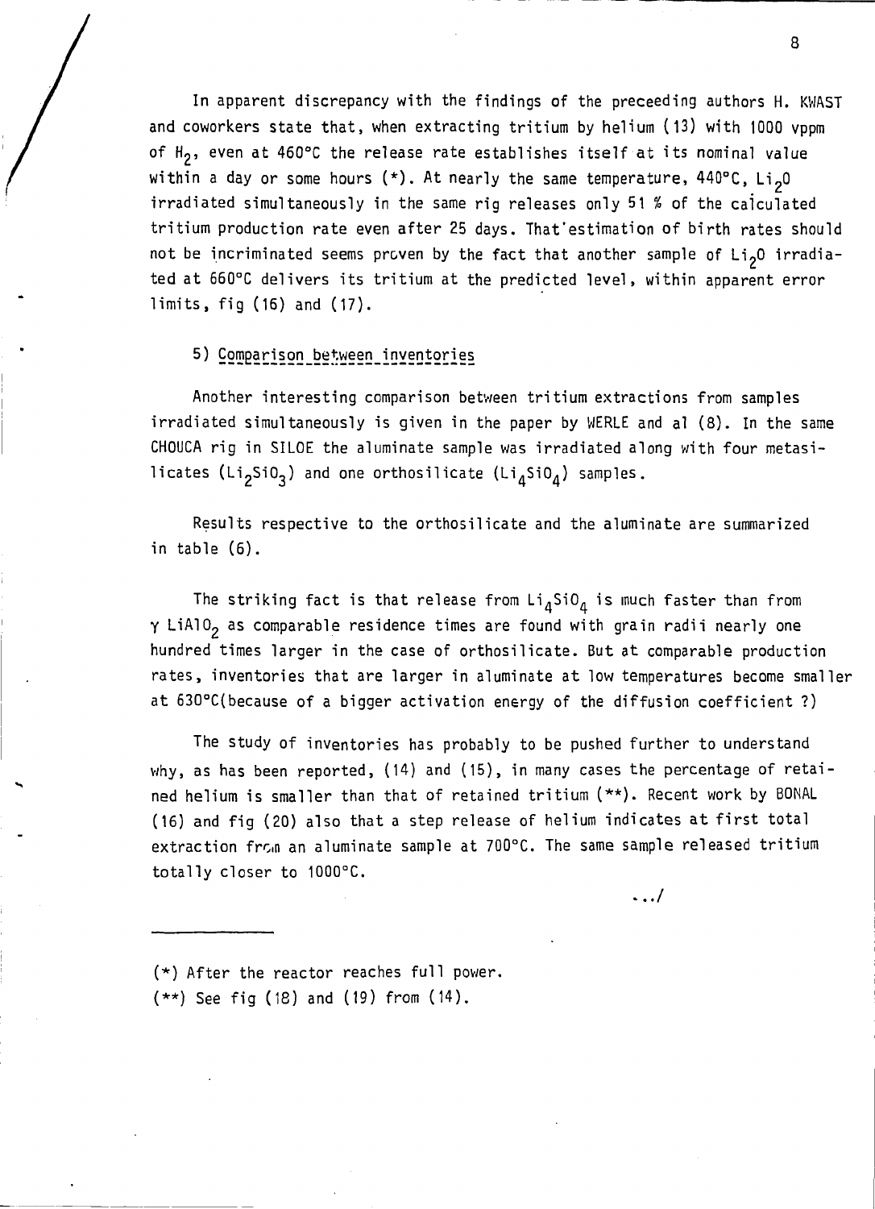In apparent discrepancy with the findings of the preceeding authors H. KWAST and coworkers state that, when extracting tritium by helium (13) with 1000 vppm of $H_2$, even at 460°C the release rate establishes itself at its nominal value within a day or some hours (*). At nearly the same temperature, 440°C, $Li_2O$ irradiated simultaneously in the same rig releases only 51 % of the calculated tritium production rate even after 25 days. That estimation of birth rates should not be incriminated seems proven by the fact that another sample of $Li_2O$ irradiated at 660°C delivers its tritium at the predicted level, within apparent error limits, fig (16) and (17).

## 5) Comparison between inventories

Another interesting comparison between tritium extractions from samples irradiated simultaneously is given in the paper by WERLE and al (8). In the same CHOUCA rig in SILOE the aluminate sample was irradiated along with four metasilicates ($Li_2SiO_3$) and one orthosilicate ($Li_4SiO_4$) samples.

Results respective to the orthosilicate and the aluminate are summarized in table (6).

The striking fact is that release from $Li_4SiO_4$ is much faster than from $\gamma$ $LiAlO_2$ as comparable residence times are found with grain radii nearly one hundred times larger in the case of orthosilicate. But at comparable production rates, inventories that are larger in aluminate at low temperatures become smaller at 630°C(because of a bigger activation energy of the diffusion coefficient ?)

The study of inventories has probably to be pushed further to understand why, as has been reported, (14) and (15), in many cases the percentage of retained helium is smaller than that of retained tritium (**). Recent work by BONAL (16) and fig (20) also that a step release of helium indicates at first total extraction from an aluminate sample at 700°C. The same sample released tritium totally closer to 1000°C.

.../

---

(*) After the reactor reaches full power.

(**) See fig (18) and (19) from (14).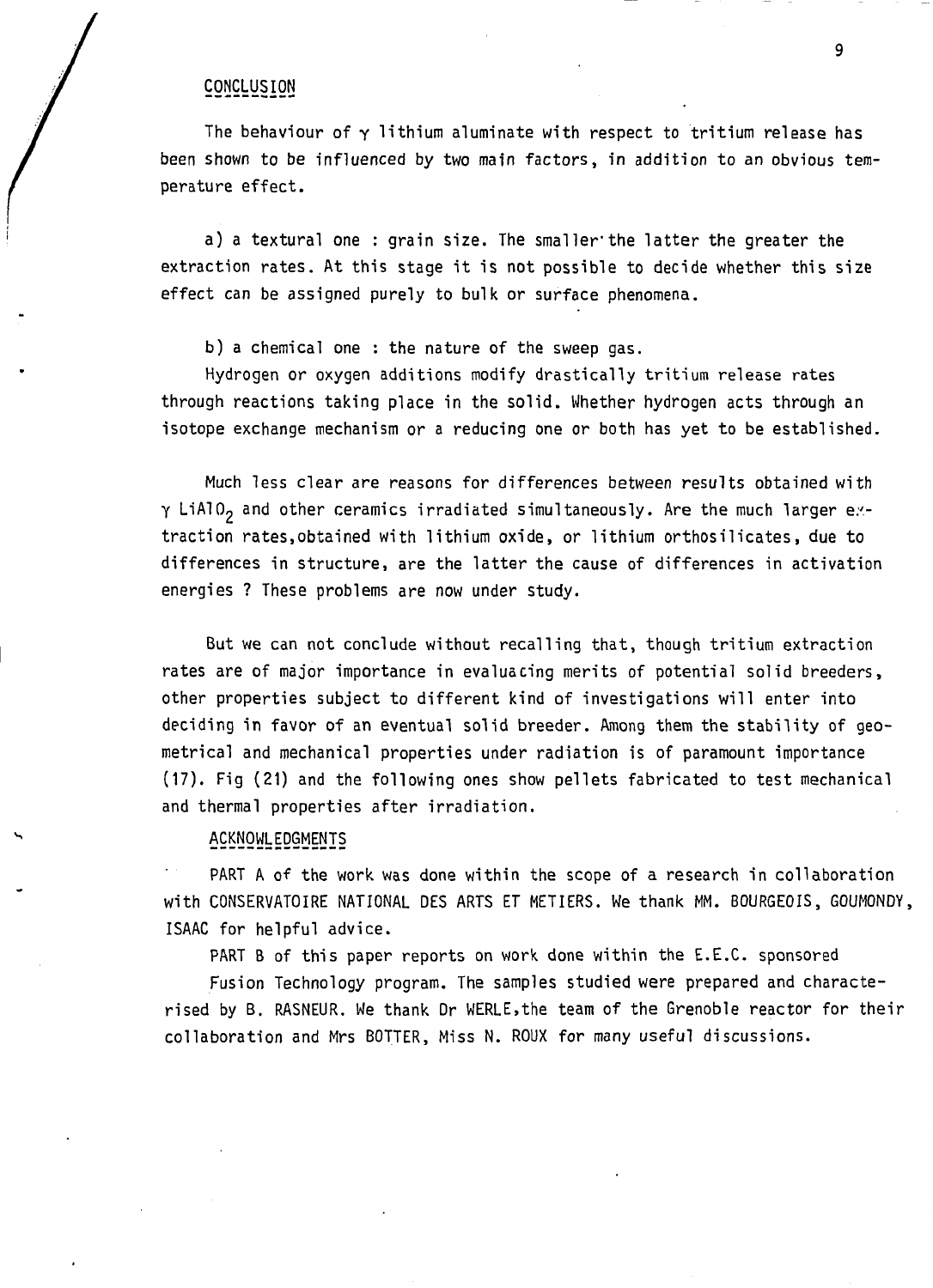## CONCLUSION

The behaviour of $\gamma$ lithium aluminate with respect to tritium release has been shown to be influenced by two main factors, in addition to an obvious temperature effect.

a) a textural one : grain size. The smaller the latter the greater the extraction rates. At this stage it is not possible to decide whether this size effect can be assigned purely to bulk or surface phenomena.

b) a chemical one : the nature of the sweep gas.
Hydrogen or oxygen additions modify drastically tritium release rates through reactions taking place in the solid. Whether hydrogen acts through an isotope exchange mechanism or a reducing one or both has yet to be established.

Much less clear are reasons for differences between results obtained with $\gamma$ $LiAlO_2$ and other ceramics irradiated simultaneously. Are the much larger extraction rates, obtained with lithium oxide, or lithium orthosilicates, due to differences in structure, are the latter the cause of differences in activation energies ? These problems are now under study.

But we can not conclude without recalling that, though tritium extraction rates are of major importance in evaluacing merits of potential solid breeders, other properties subject to different kind of investigations will enter into deciding in favor of an eventual solid breeder. Among them the stability of geometrical and mechanical properties under radiation is of paramount importance (17). Fig (21) and the following ones show pellets fabricated to test mechanical and thermal properties after irradiation.

## ACKNOWLEDGMENTS

PART A of the work was done within the scope of a research in collaboration with CONSERVATOIRE NATIONAL DES ARTS ET METIERS. We thank MM. BOURGEOIS, GOUMONDY, ISAAC for helpful advice.

PART B of this paper reports on work done within the E.E.C. sponsored Fusion Technology program. The samples studied were prepared and characterised by B. RASNEUR. We thank Dr WERLE, the team of the Grenoble reactor for their collaboration and Mrs BOTTER, Miss N. ROUX for many useful discussions.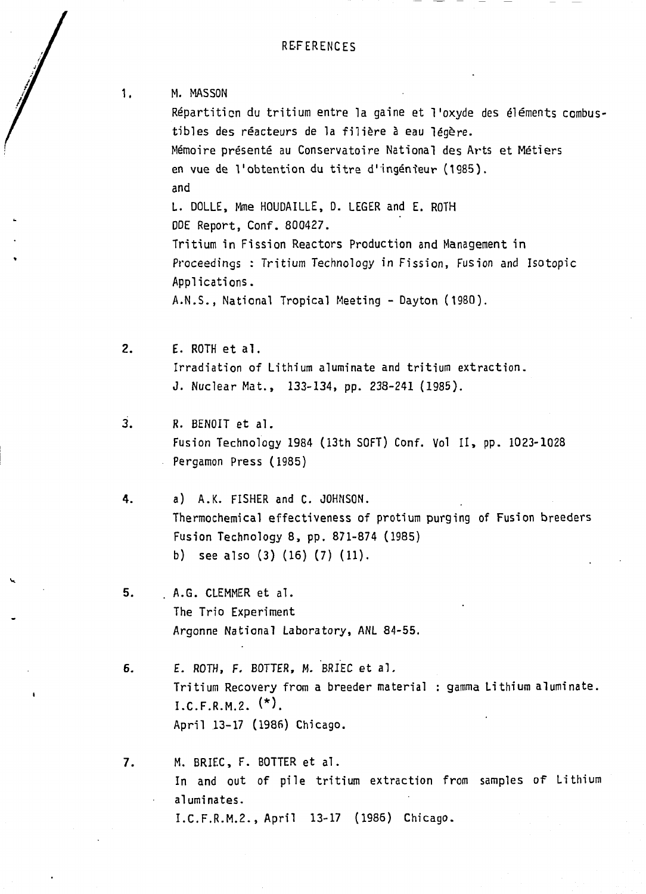# REFERENCES

1. M. MASSON
   Répartition du tritium entre la gaine et l'oxyde des éléments combustibles des réacteurs de la filière à eau légère.
   Mémoire présenté au Conservatoire National des Arts et Métiers en vue de l'obtention du titre d'ingénieur (1985).
   and
   L. DOLLE, Mme HOUDAILLE, D. LEGER and E. ROTH
   DOE Report, Conf. 800427.
   Tritium in Fission Reactors Production and Management in Proceedings : Tritium Technology in Fission, Fusion and Isotopic Applications.
   A.N.S., National Tropical Meeting - Dayton (1980).

2. E. ROTH et al.
   Irradiation of Lithium aluminate and tritium extraction.
   J. Nuclear Mat., 133-134, pp. 238-241 (1985).

3. R. BENOIT et al.
   Fusion Technology 1984 (13th SOFT) Conf. Vol II, pp. 1023-1028
   Pergamon Press (1985)

4. a) A.K. FISHER and C. JOHNSON.
   Thermochemical effectiveness of protium purging of Fusion breeders
   Fusion Technology 8, pp. 871-874 (1985)
   b) see also (3) (16) (7) (11).

5. A.G. CLEMMER et al.
   The Trio Experiment
   Argonne National Laboratory, ANL 84-55.

6. E. ROTH, F. BOTTER, M. BRIEC et al.
   Tritium Recovery from a breeder material : gamma Lithium aluminate.
   I.C.F.R.M.2. (*).
   April 13-17 (1986) Chicago.

7. M. BRIEC, F. BOTTER et al.
   In and out of pile tritium extraction from samples of Lithium aluminates.
   I.C.F.R.M.2., April 13-17 (1986) Chicago.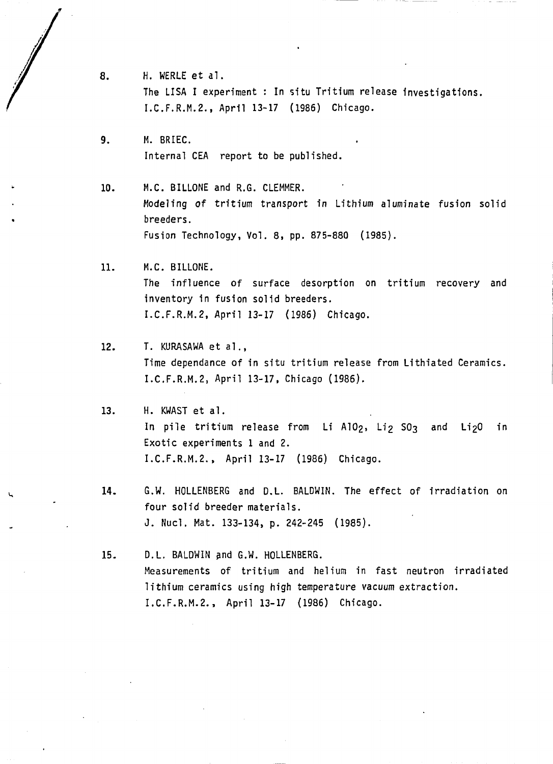8. H. WERLE et al.
   The LISA I experiment : In situ Tritium release investigations.
   I.C.F.R.M.2., April 13-17 (1986) Chicago.

9. M. BRIEC.
   Internal CEA report to be published.

10. M.C. BILLONE and R.G. CLEMMER.
    Modeling of tritium transport in Lithium aluminate fusion solid breeders.
    Fusion Technology, Vol. 8, pp. 875-880 (1985).

11. M.C. BILLONE.
    The influence of surface desorption on tritium recovery and inventory in fusion solid breeders.
    I.C.F.R.M.2, April 13-17 (1986) Chicago.

12. T. KURASAWA et al.,
    Time dependance of in situ tritium release from Lithiated Ceramics.
    I.C.F.R.M.2, April 13-17, Chicago (1986).

13. H. KWAST et al.
    In pile tritium release from $Li\ AlO_2$, $Li_2\ SO_3$ and $Li_2O$ in Exotic experiments 1 and 2.
    I.C.F.R.M.2., April 13-17 (1986) Chicago.

14. G.W. HOLLENBERG and D.L. BALDWIN. The effect of irradiation on four solid breeder materials.
    J. Nucl. Mat. 133-134, p. 242-245 (1985).

15. D.L. BALDWIN and G.W. HOLLENBERG.
    Measurements of tritium and helium in fast neutron irradiated lithium ceramics using high temperature vacuum extraction.
    I.C.F.R.M.2., April 13-17 (1986) Chicago.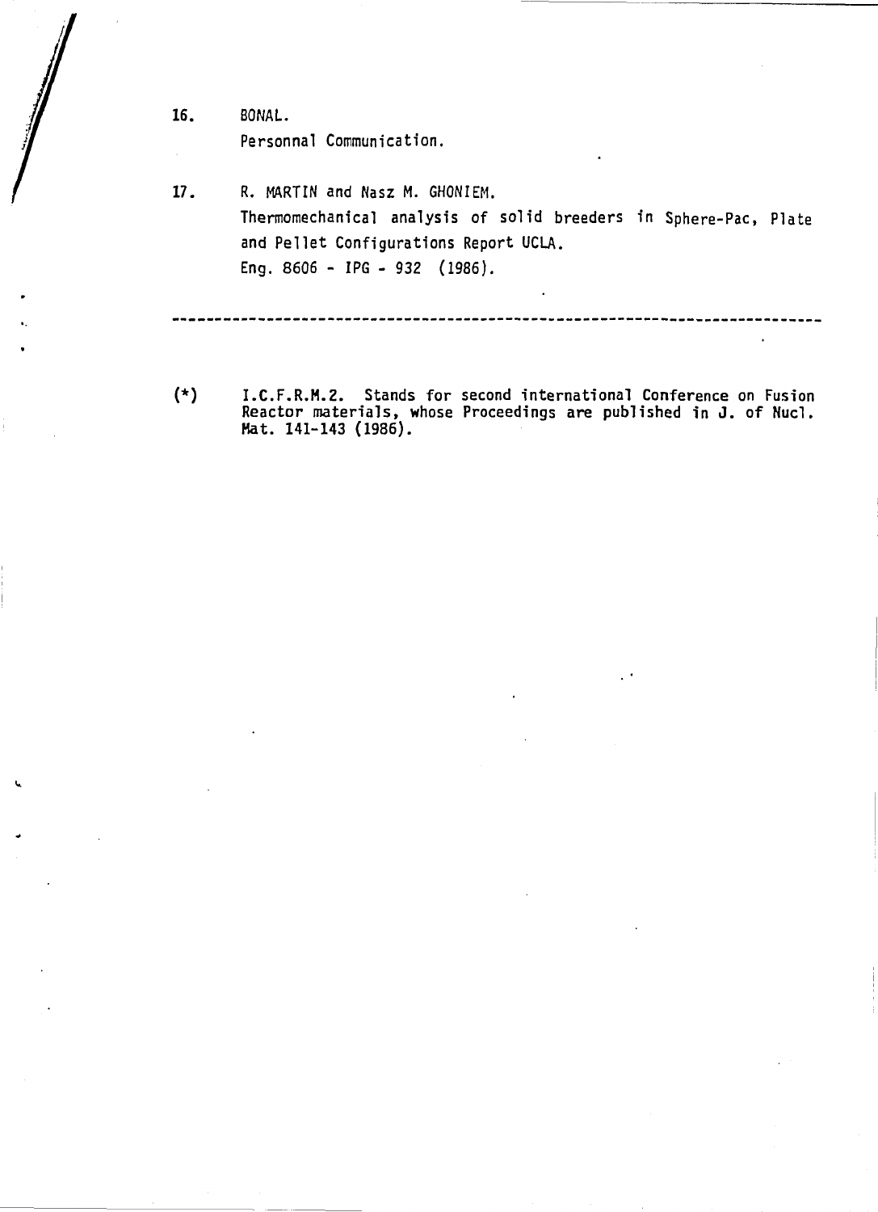16. BONAL.
    Personnal Communication.

17. R. MARTIN and Nasz M. GHONIEM.
    Thermomechanical analysis of solid breeders in Sphere-Pac, Plate and Pellet Configurations Report UCLA.
    Eng. 8606 - IPG - 932 (1986).

---

(*) I.C.F.R.M.2. Stands for second international Conference on Fusion Reactor materials, whose Proceedings are published in J. of Nucl. Mat. 141-143 (1986).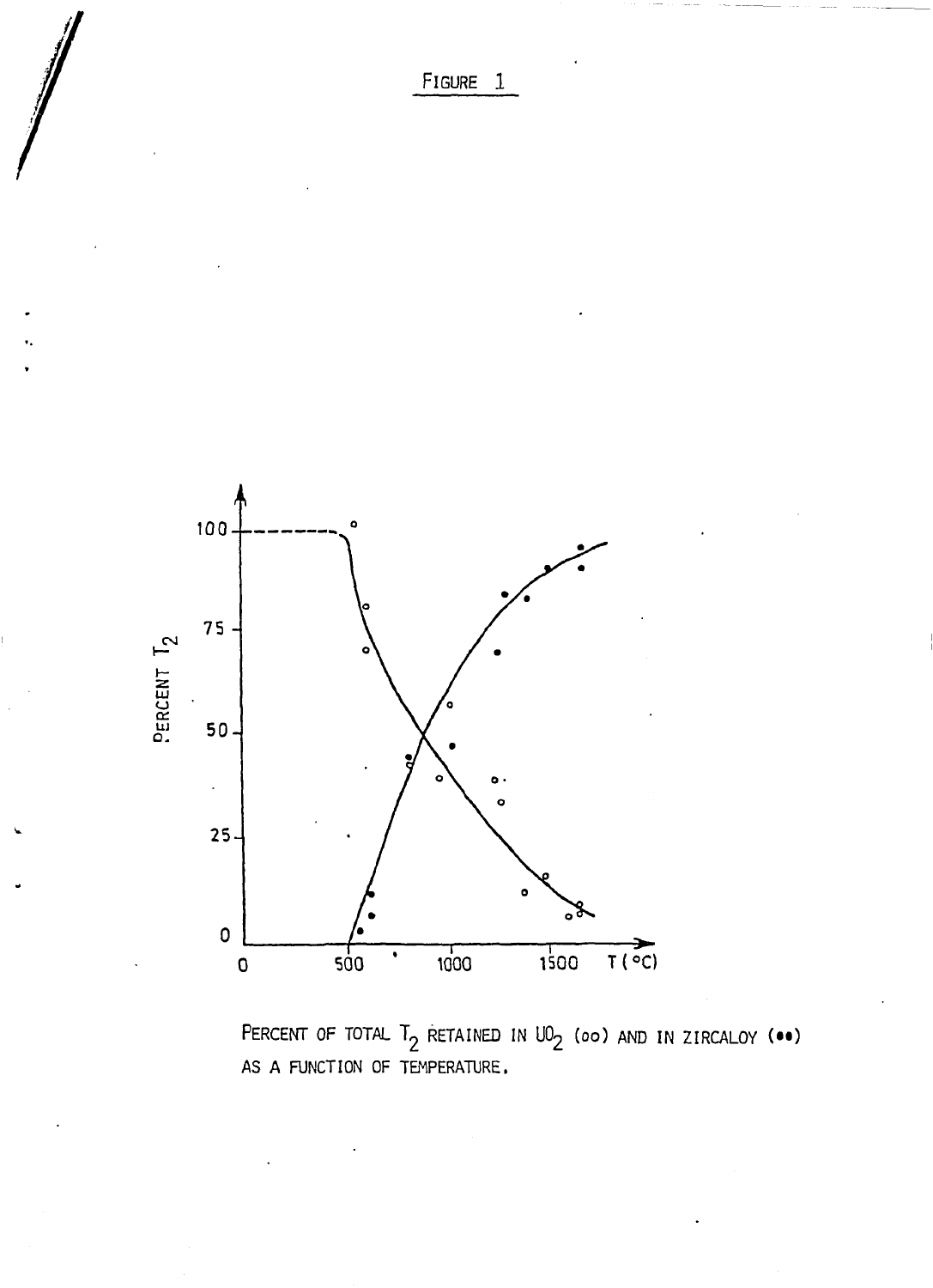FIGURE 1

PERCENT OF TOTAL $T_2$ RETAINED IN $UO_2$ (oo) AND IN ZIRCALOY (••) AS A FUNCTION OF TEMPERATURE.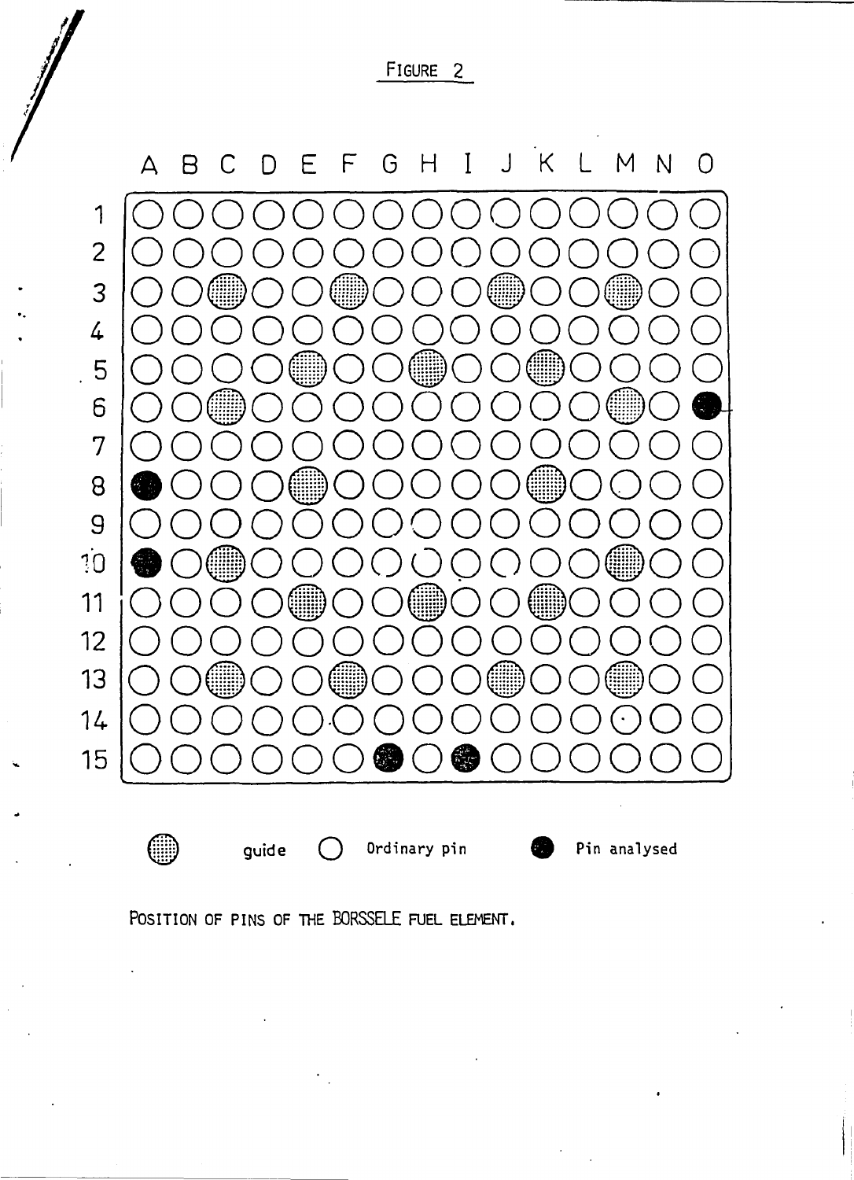FIGURE 2

guide   Ordinary pin   Pin analysed

POSITION OF PINS OF THE BORSSELE FUEL ELEMENT.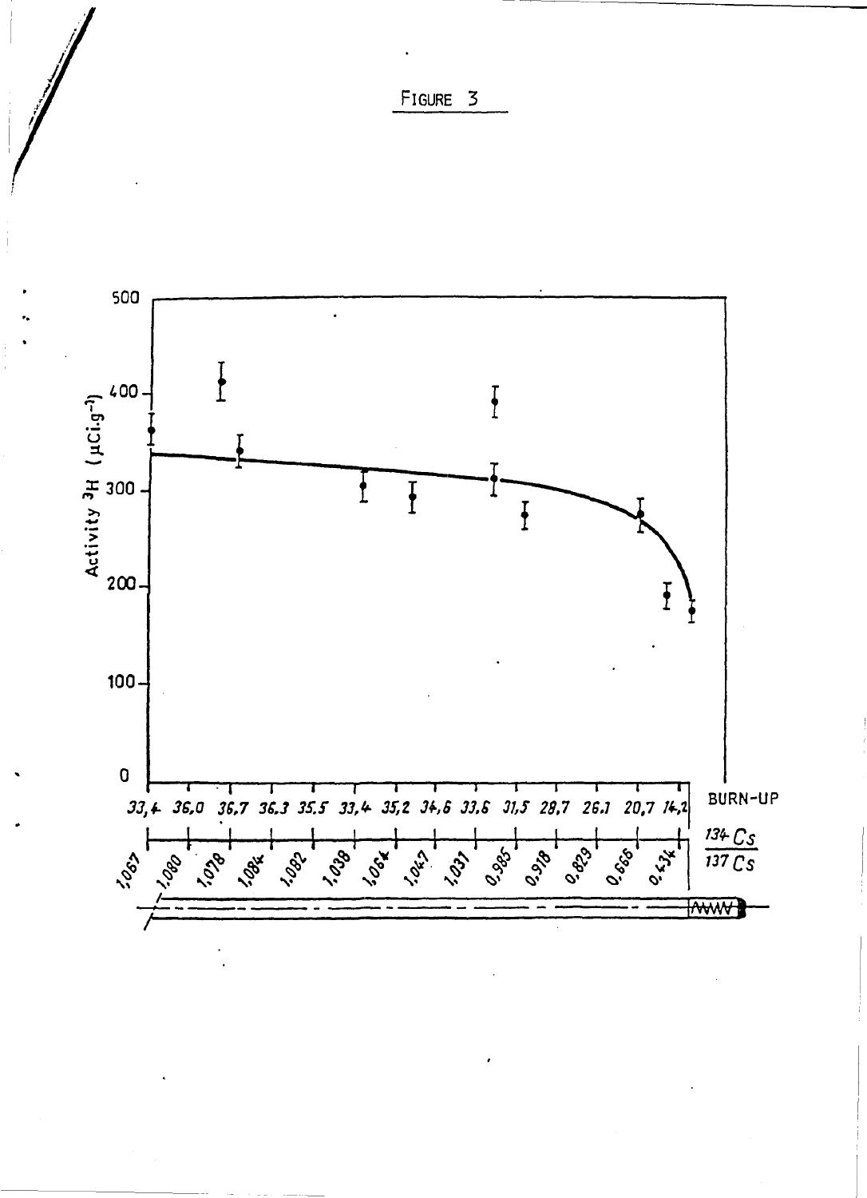FIGURE 3

Activity $^{3}H$ ($\mu Ci.g^{-1}$)

500

400

300

200

100

0

33,4 36,0 36,7 36,3 35,5 33,4 35,2 34,6 33,6 31,5 28,7 26,1 20,7 14,2 BURN-UP

1,067 1,080 1,078 1,084 1,082 1,038 1,064 1,047 1,031 0,985 0,918 0,829 0,666 0,434 $\frac{^{134}Cs}{^{137}Cs}$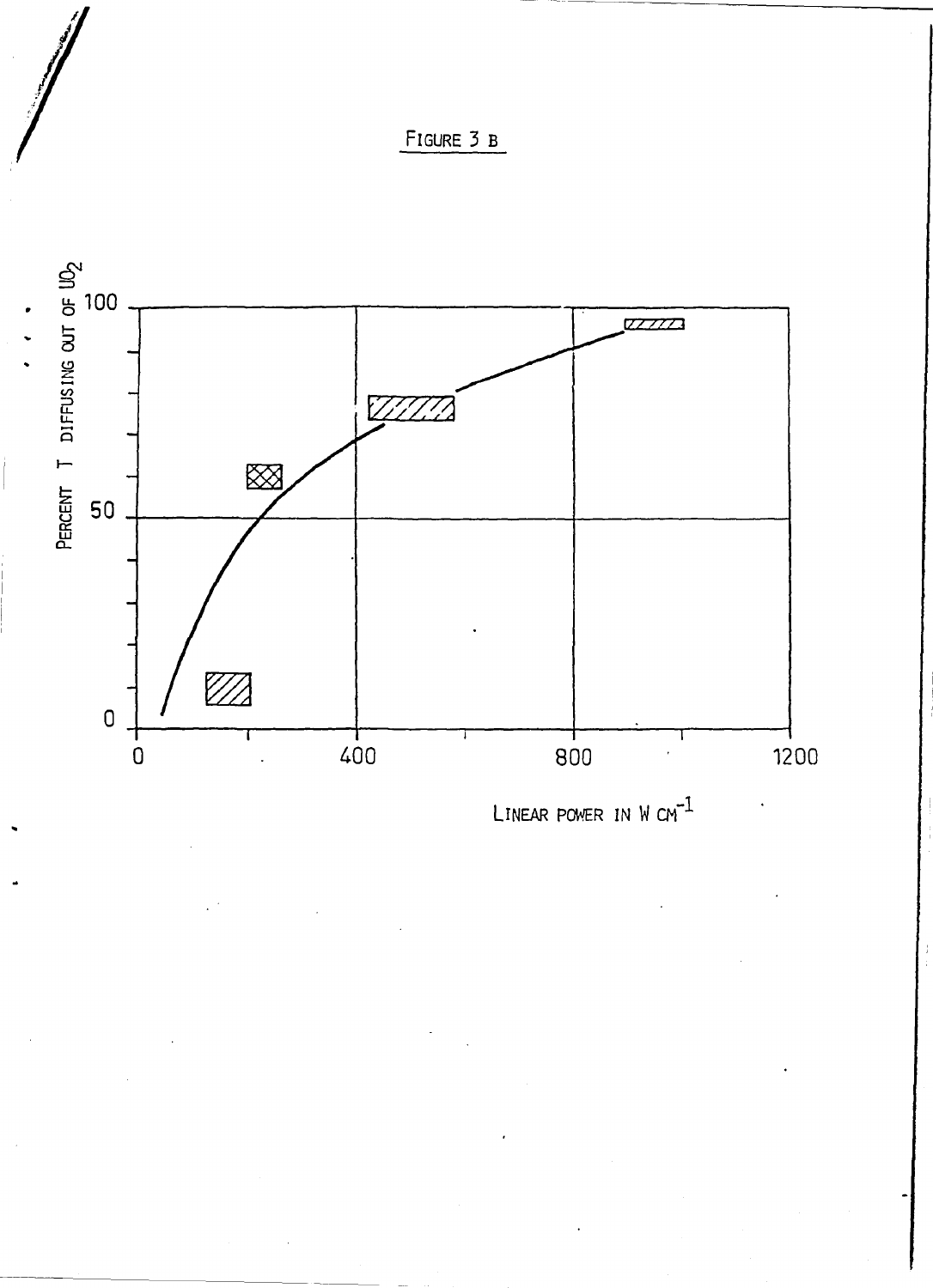FIGURE 3 B

PERCENT T DIFFUSING OUT OF $UO_2$

LINEAR POWER IN W $CM^{-1}$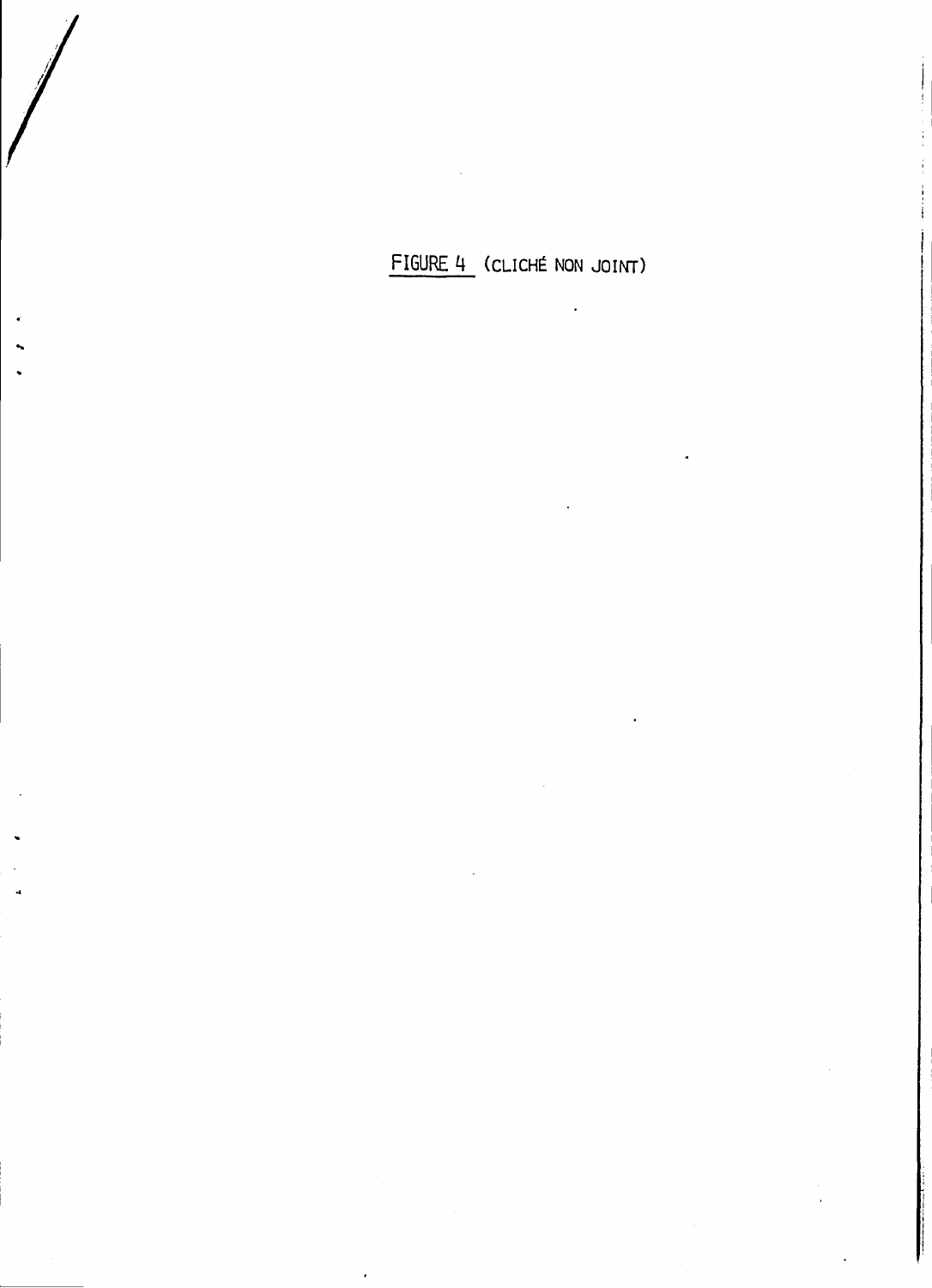FIGURE 4 (CLICHÉ NON JOINT)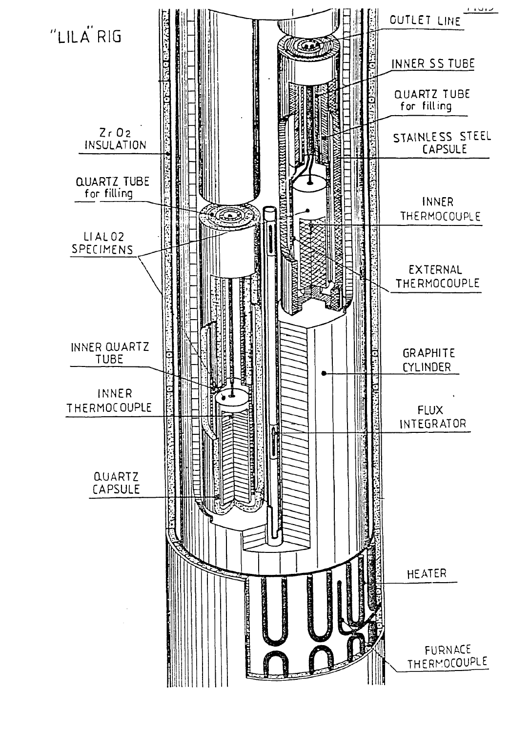"LILA" RIG

OUTLET LINE

INNER SS TUBE

QUARTZ TUBE for filling

STAINLESS STEEL CAPSULE

INNER THERMOCOUPLE

EXTERNAL THERMOCOUPLE

GRAPHITE CYLINDER

FLUX INTEGRATOR

HEATER

FURNACE THERMOCOUPLE

$ZrO_2$ INSULATION

QUARTZ TUBE for filling

$LiAlO_2$ SPECIMENS

INNER QUARTZ TUBE

INNER THERMOCOUPLE

QUARTZ CAPSULE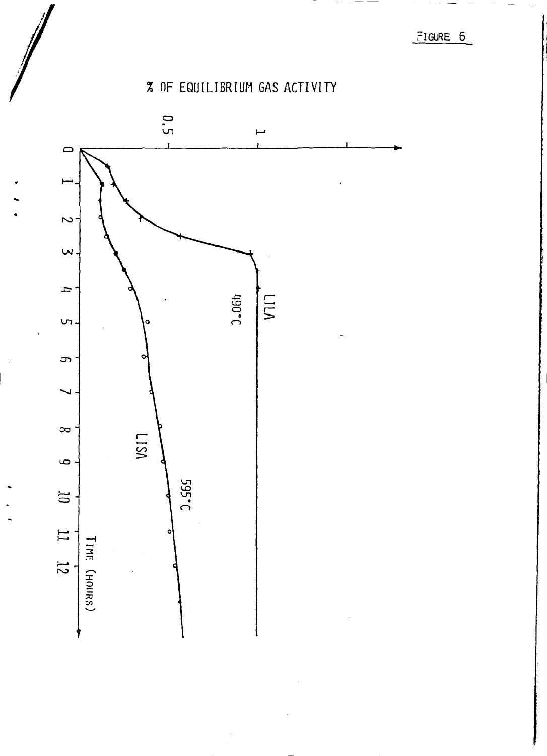FIGURE 6

% OF EQUILIBRIUM GAS ACTIVITY

0.5

1

0 1 2 3 4 5 6 7 8 9 10 11 12

TIME (HOURS)

LILA 490°C

LISA 595°C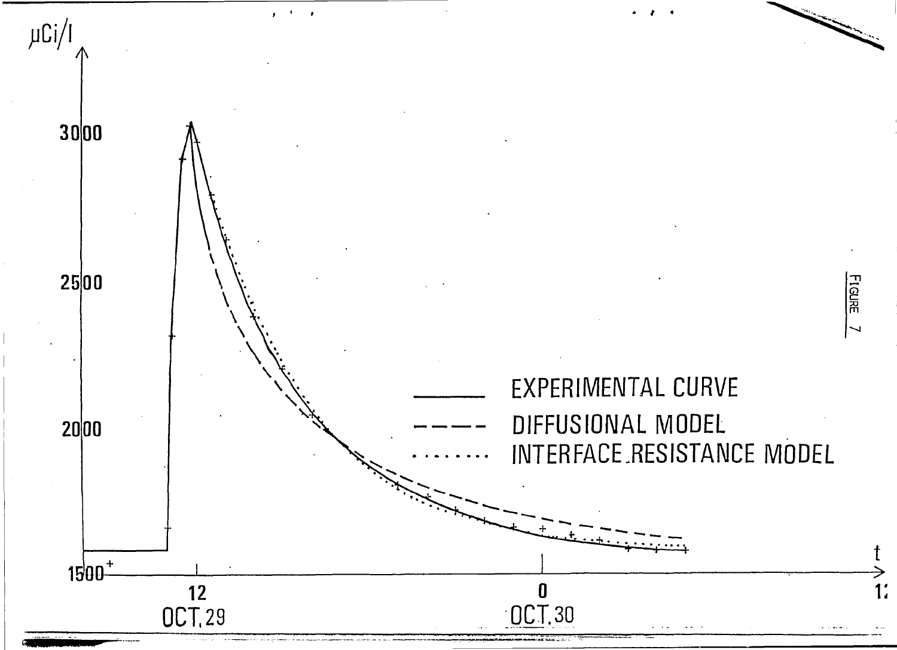μCi/l

3000

2500

2000

1500

12
OCT. 29

0
OCT. 30

t

EXPERIMENTAL CURVE

DIFFUSIONAL MODEL

INTERFACE RESISTANCE MODEL

FIGURE 7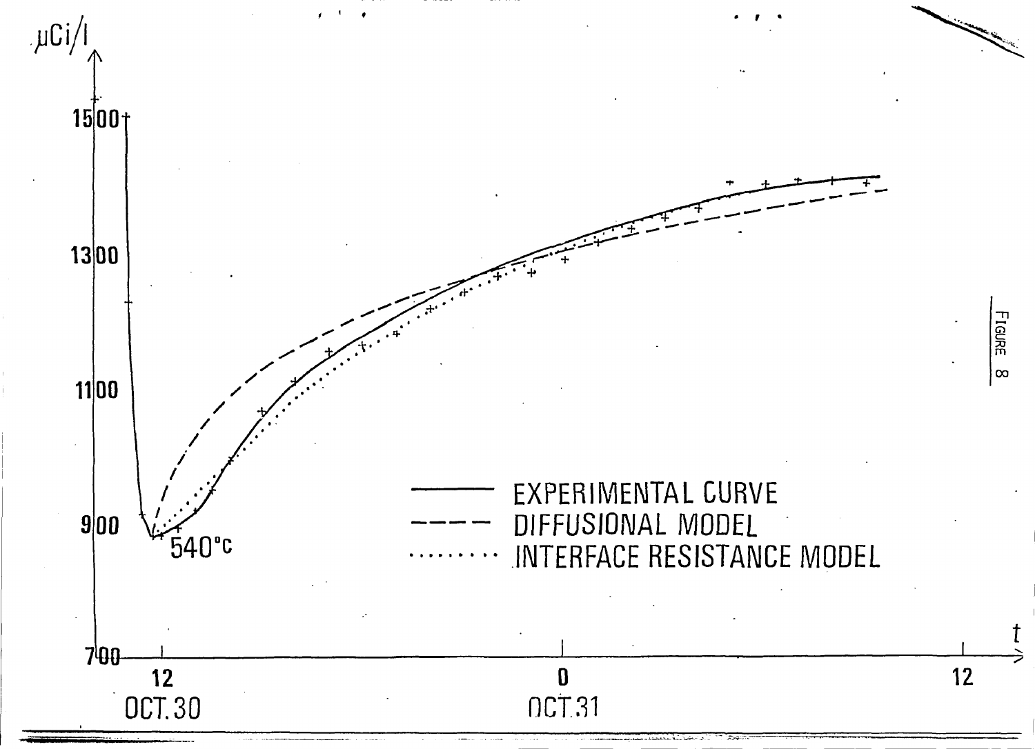µCi/l

1500

1300

1100

900

700

540°c

EXPERIMENTAL CURVE

DIFFUSIONAL MODEL

INTERFACE RESISTANCE MODEL

12 OCT.30 — 0 OCT.31 — 12 — t

FIGURE 8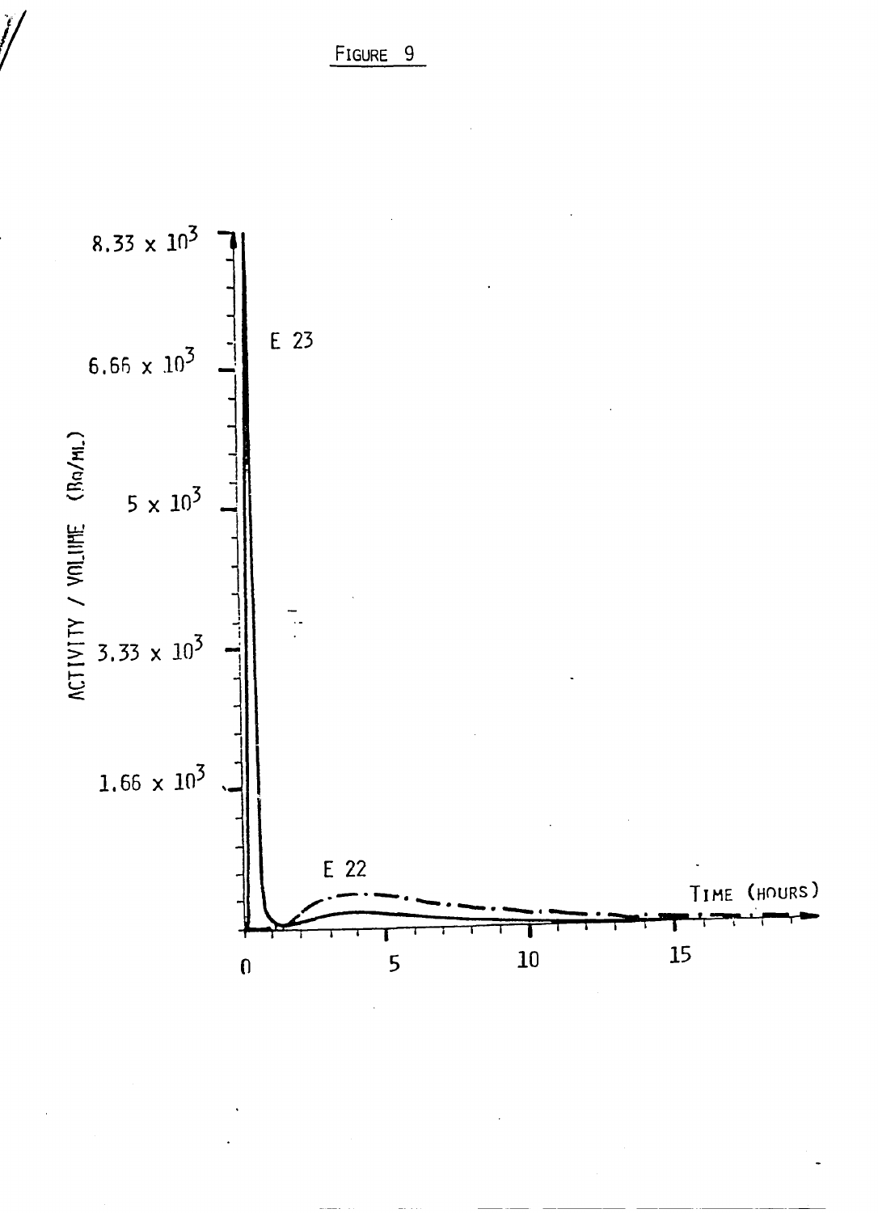FIGURE 9

ACTIVITY / VOLUME (Bq/ML)

$8.33 \times 10^3$

$6.66 \times 10^3$

$5 \times 10^3$

$3.33 \times 10^3$

$1.66 \times 10^3$

E 23

E 22

TIME (HOURS)

0 5 10 15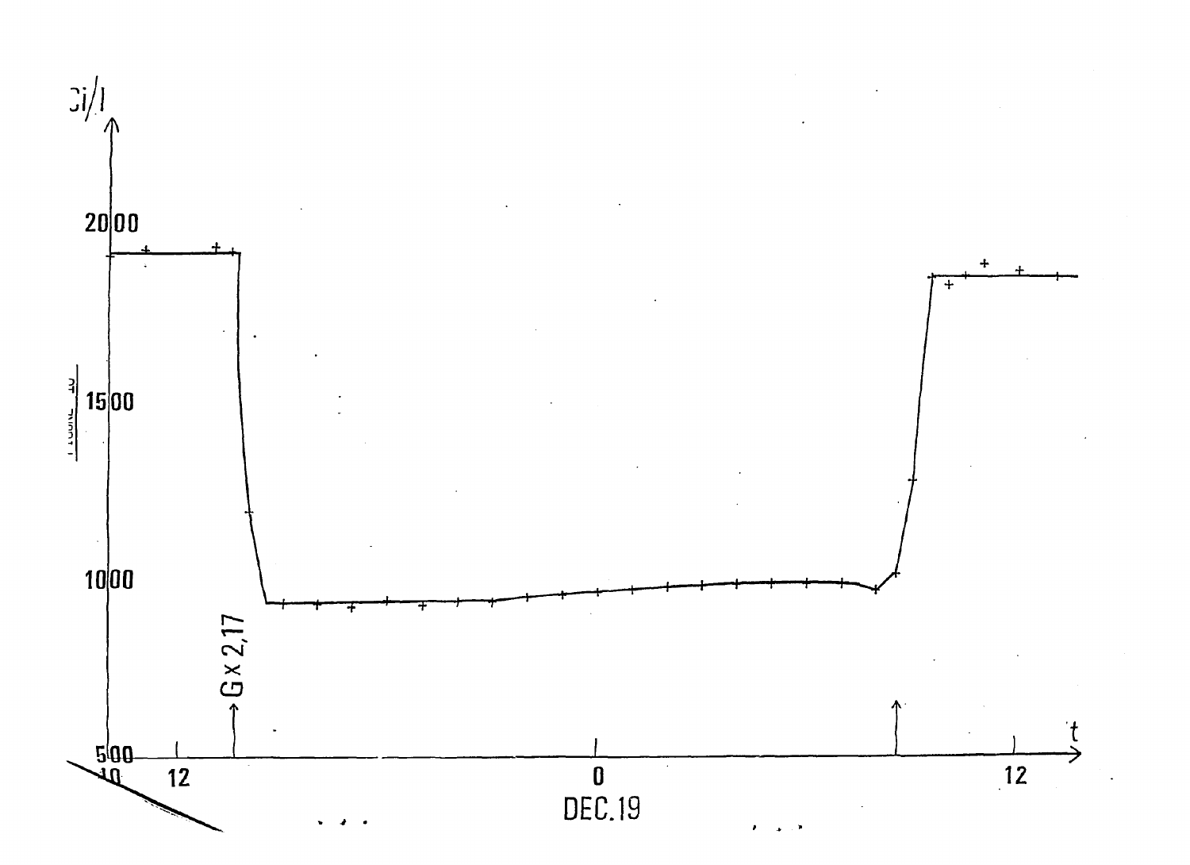Ci/l

2000

1500

1000

500

G x 2,17

t

10 12 0 12

DEC.19

FIGURE 10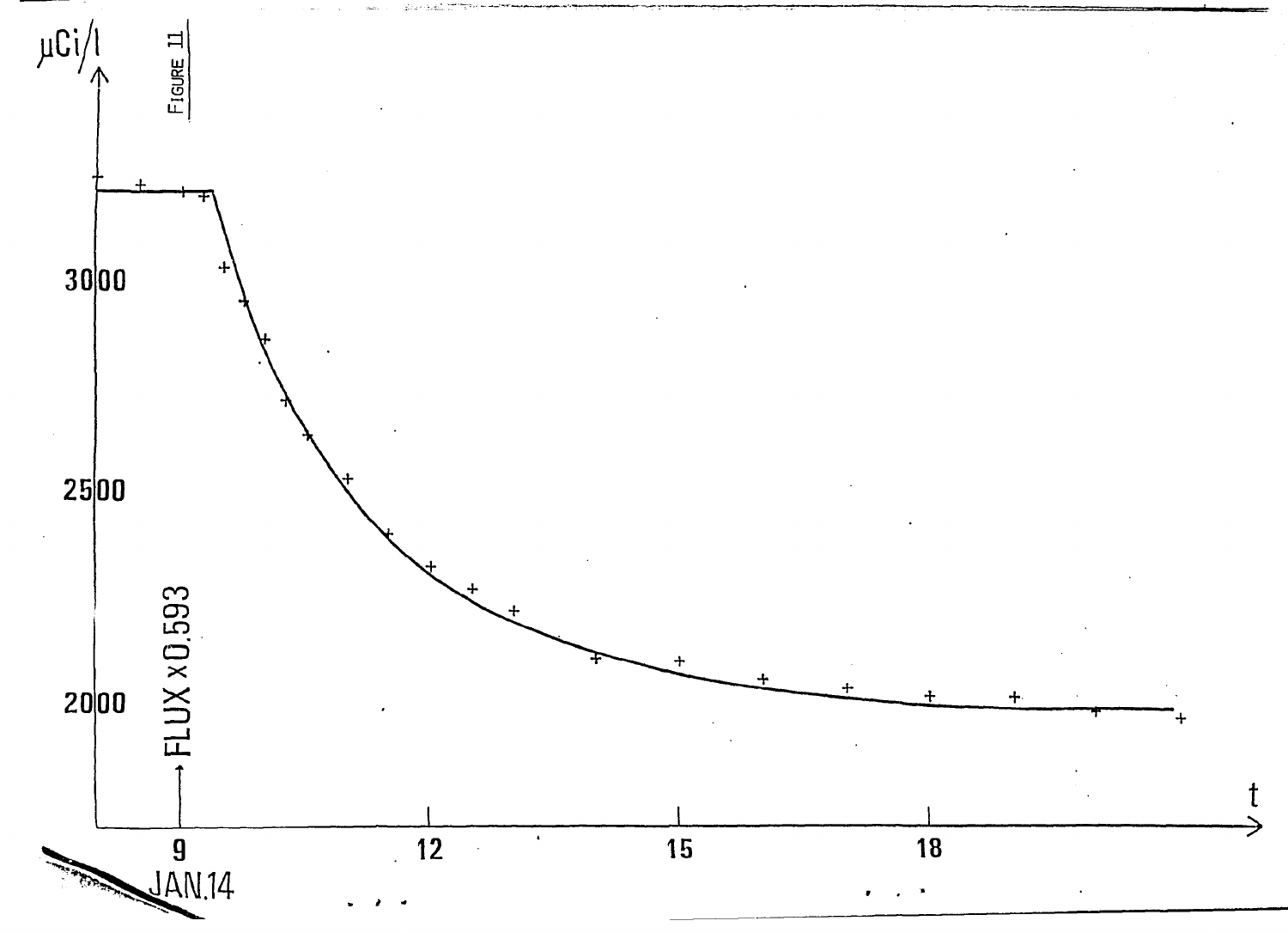FIGURE 11

μCi/l

3000

2500

2000

FLUX x 0.593

t

9 JAN.14 12 15 18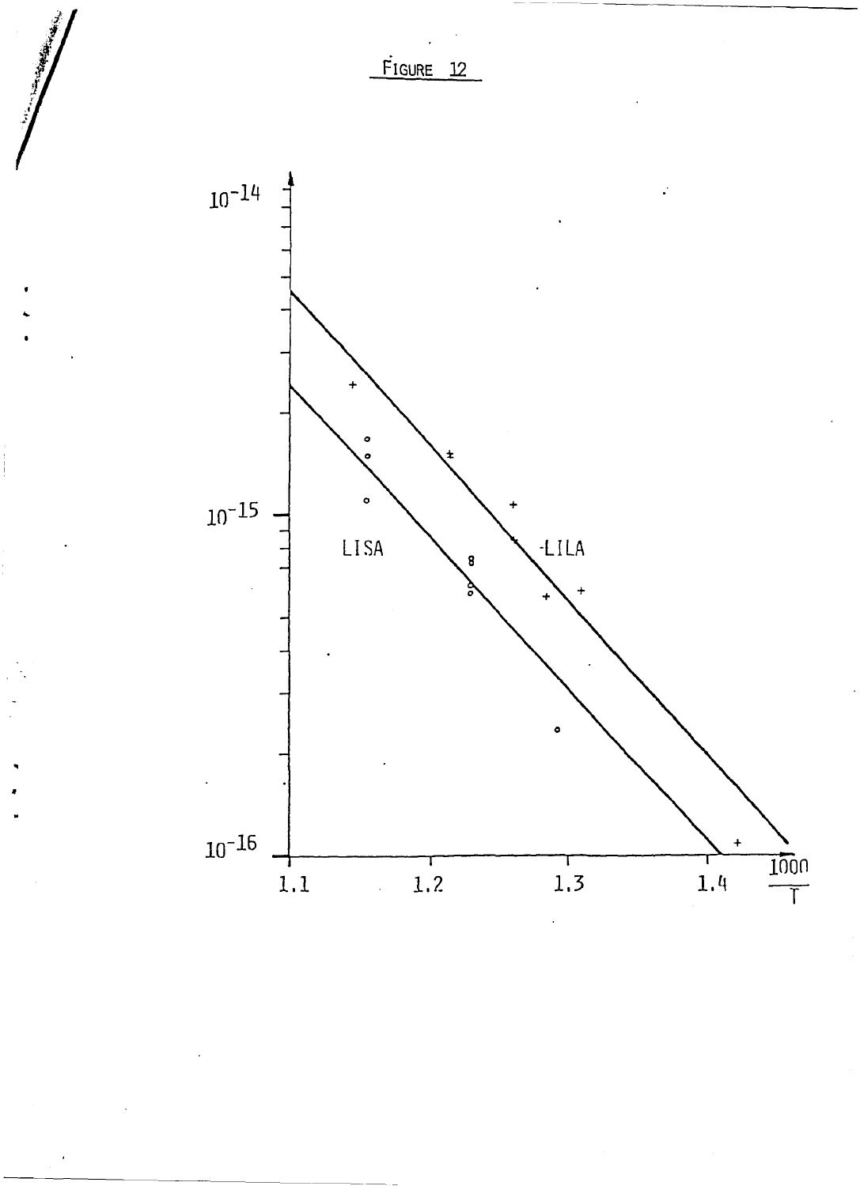FIGURE 12

$10^{-14}$

$10^{-15}$

$10^{-16}$

LISA

LILA

1.1 1.2 1.3 1.4 $\frac{1000}{T}$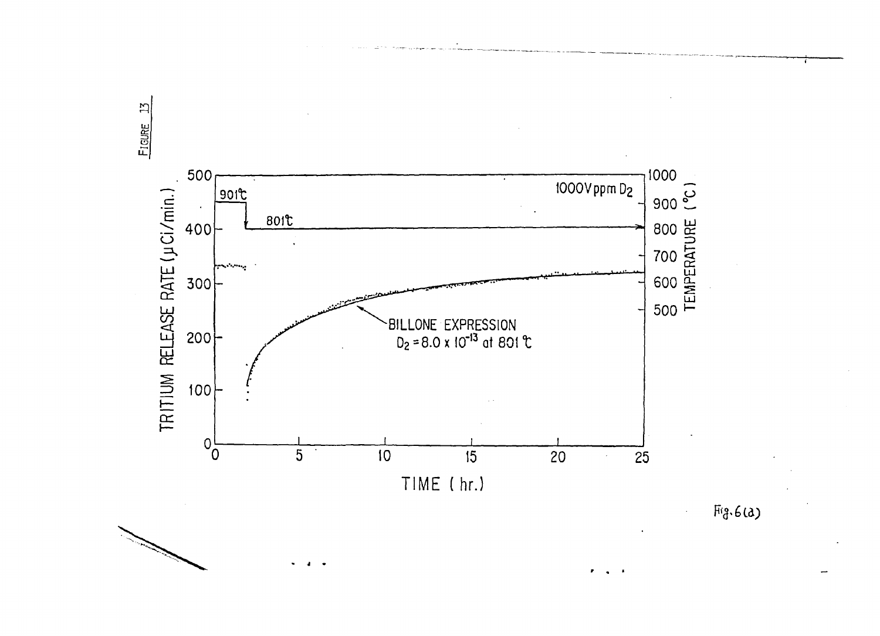FIGURE 13

1000 Vppm $D_2$

901 °C

801 °C

TRITIUM RELEASE RATE ($\mu$Ci/min.)

TEMPERATURE (°C)

BILLONE EXPRESSION
$D_2 = 8.0 \times 10^{-13}$ at 801 °C

TIME (hr.)

Fig. 6(a)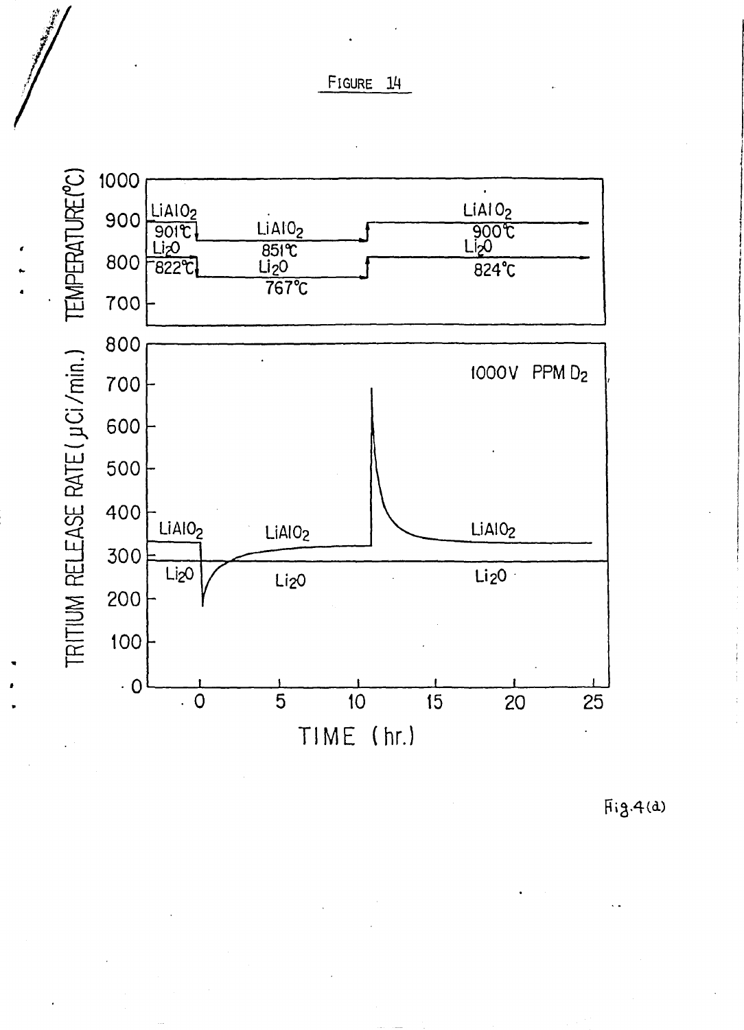FIGURE 14

Fig.4(a)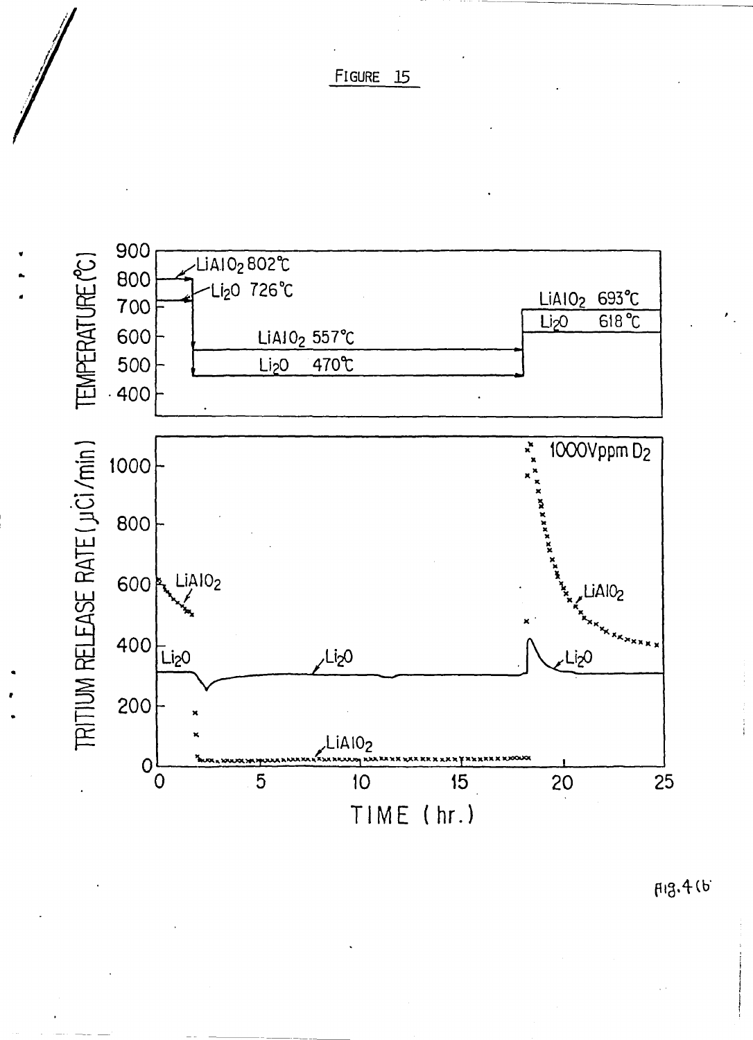FIGURE 15

TEMPERATURE (°C)

$LiAlO_2$ 802°C

$Li_2O$ 726°C

$LiAlO_2$ 557°C

$Li_2O$ 470°C

$LiAlO_2$ 693°C

$Li_2O$ 618°C

TRITIUM RELEASE RATE (μCi/min)

1000Vppm $D_2$

$LiAlO_2$

$Li_2O$

TIME (hr.)

Fig. 4(b)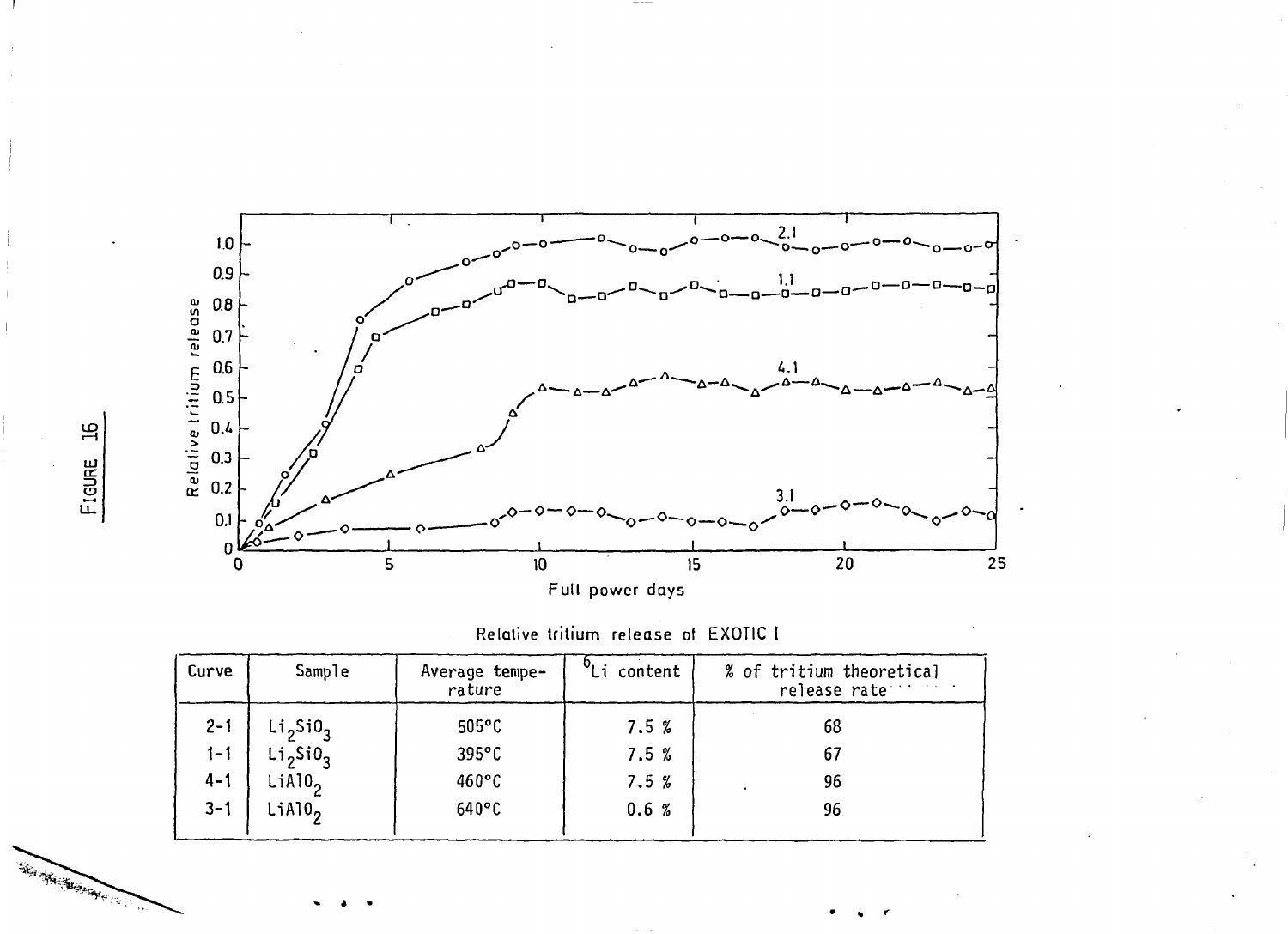FIGURE 16

Relative tritium release of EXOTIC I

| Curve | Sample | Average temperature | $^{6}Li$ content | % of tritium theoretical release rate |
|---|---|---|---|---|
| 2-1 | $Li_2SiO_3$ | 505°C | 7.5 % | 68 |
| 1-1 | $Li_2SiO_3$ | 395°C | 7.5 % | 67 |
| 4-1 | $LiAlO_2$ | 460°C | 7.5 % | 96 |
| 3-1 | $LiAlO_2$ | 640°C | 0.6 % | 96 |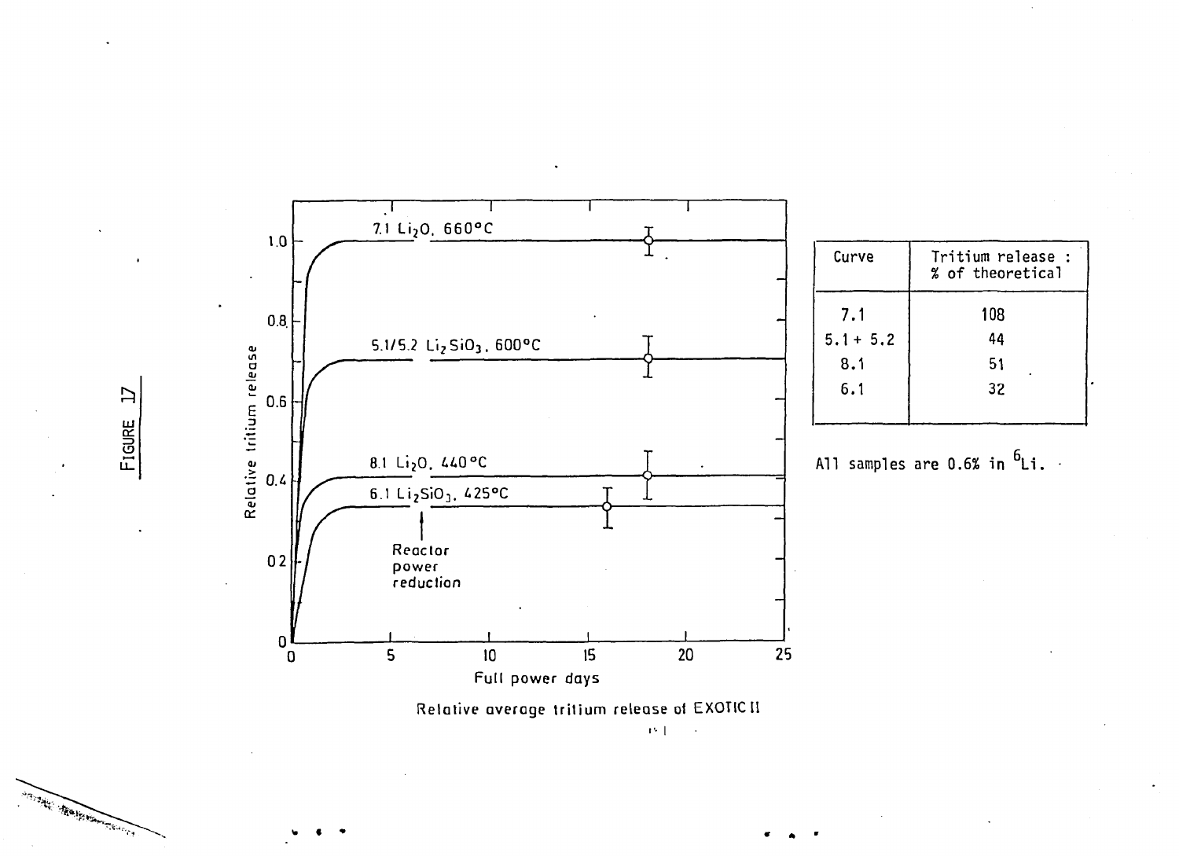FIGURE 17

| Curve | Tritium release : % of theoretical |
|---|---|
| 7.1 | 108 |
| 5.1 + 5.2 | 44 |
| 8.1 | 51 |
| 6.1 | 32 |

All samples are 0.6% in $^{6}Li$.

Relative average tritium release of EXOTIC II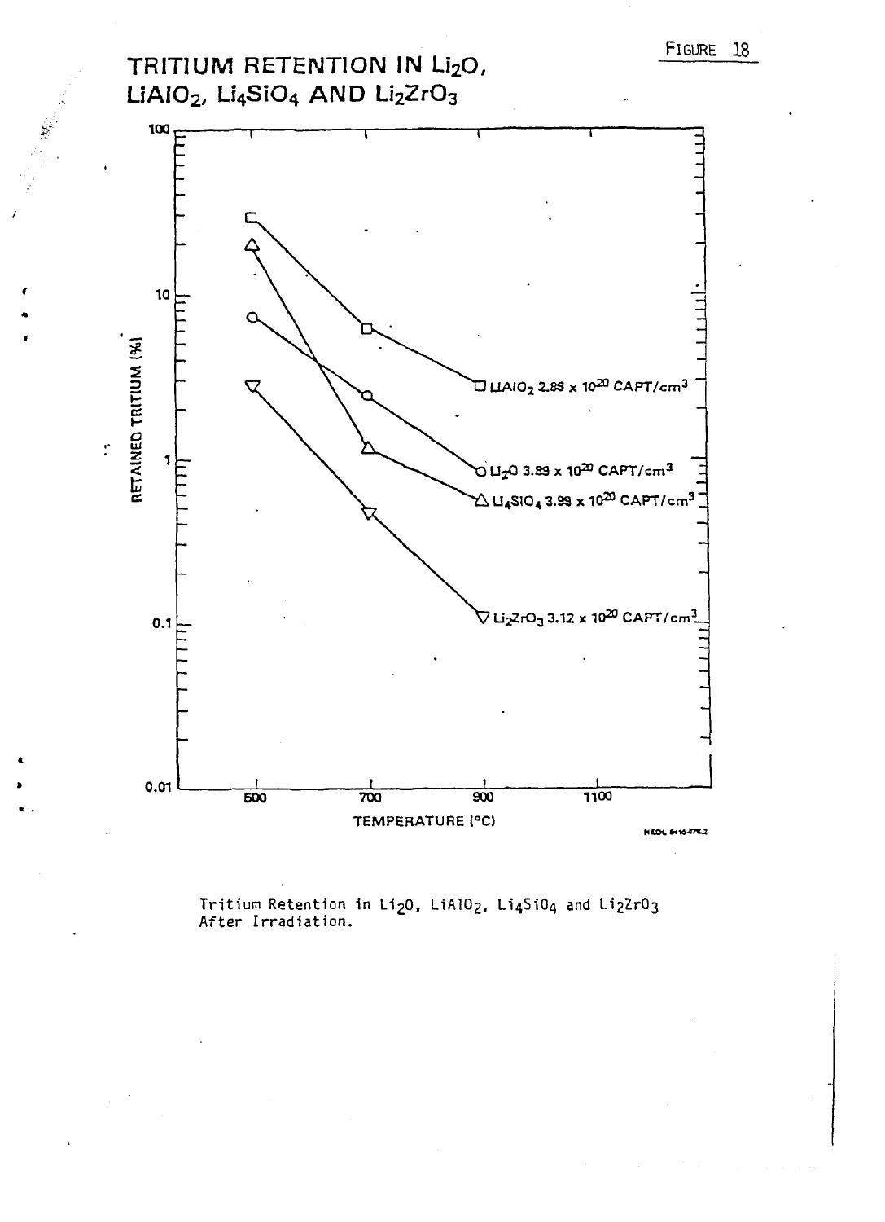FIGURE 18

# TRITIUM RETENTION IN $Li_2O$, $LiAlO_2$, $Li_4SiO_4$ AND $Li_2ZrO_3$

Tritium Retention in $Li_2O$, $LiAlO_2$, $Li_4SiO_4$ and $Li_2ZrO_3$ After Irradiation.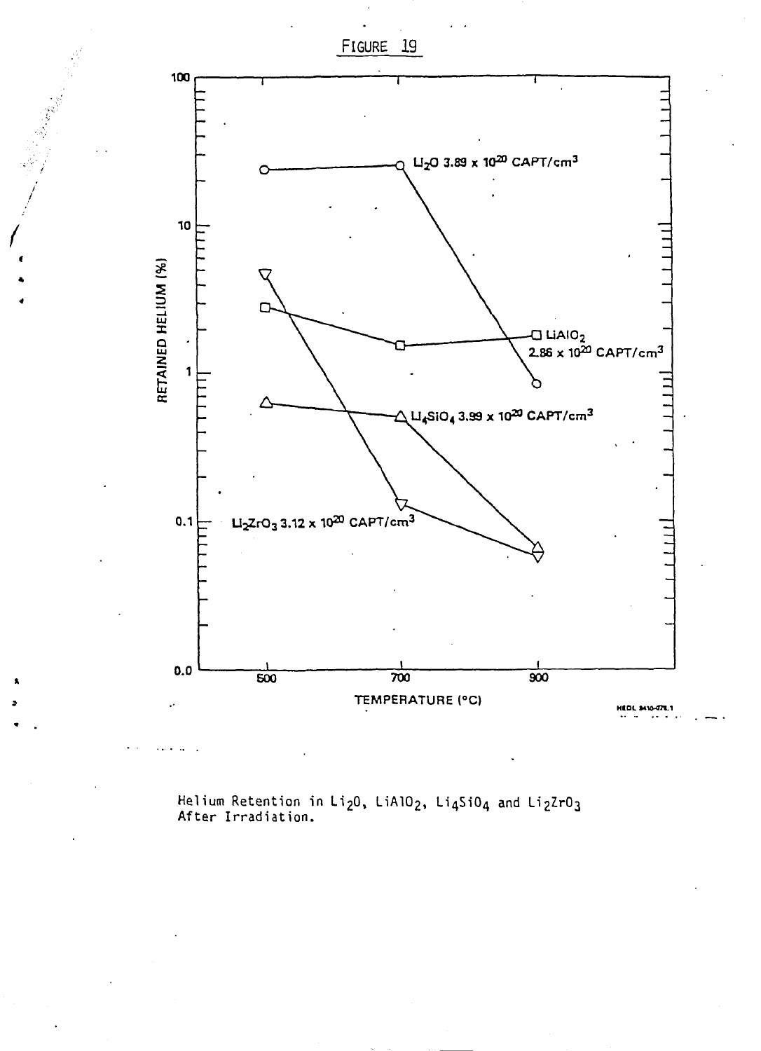FIGURE 19

| Material | Concentration | 500 °C | 700 °C | 900 °C |
| --- | --- | --- | --- | --- |
| $Li_2O$ | $3.89 \times 10^{20}$ CAPT/cm$^3$ | ~24 | ~25 | ~0.85 |
| $LiAlO_2$ | $2.86 \times 10^{20}$ CAPT/cm$^3$ | ~2.8 | ~1.6 | ~1.8 |
| $Li_4SiO_4$ | $3.99 \times 10^{20}$ CAPT/cm$^3$ | ~0.62 | ~0.5 | ~0.065 |
| $Li_2ZrO_3$ | $3.12 \times 10^{20}$ CAPT/cm$^3$ | ~4.7 | ~0.13 | ~0.058 |

Values: RETAINED HELIUM (%) versus TEMPERATURE (°C), approximate readings from a logarithmic plot.

HEDL 8410-078.1

Helium Retention in $Li_2O$, $LiAlO_2$, $Li_4SiO_4$ and $Li_2ZrO_3$ After Irradiation.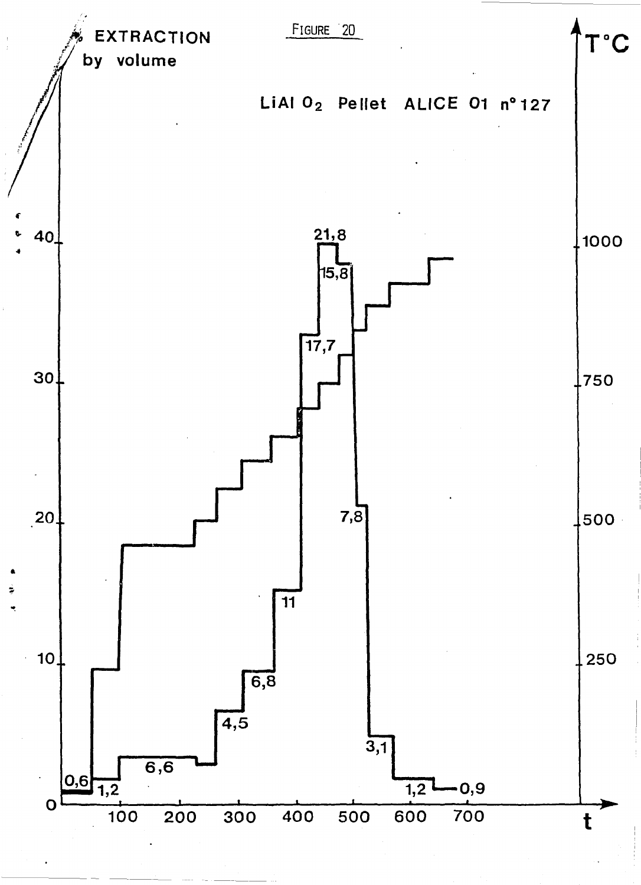FIGURE 20

% EXTRACTION by volume

$LiAlO_2$ Pellet ALICE 01 n° 127

T°C

t

0, 10, 20, 30, 40

100, 200, 300, 400, 500, 600, 700

250, 500, 750, 1000

0,6 — 1,2 — 6,6 — 4,5 — 6,8 — 11 — 17,7 — 21,8 — 15,8 — 7,8 — 3,1 — 1,2 — 0,9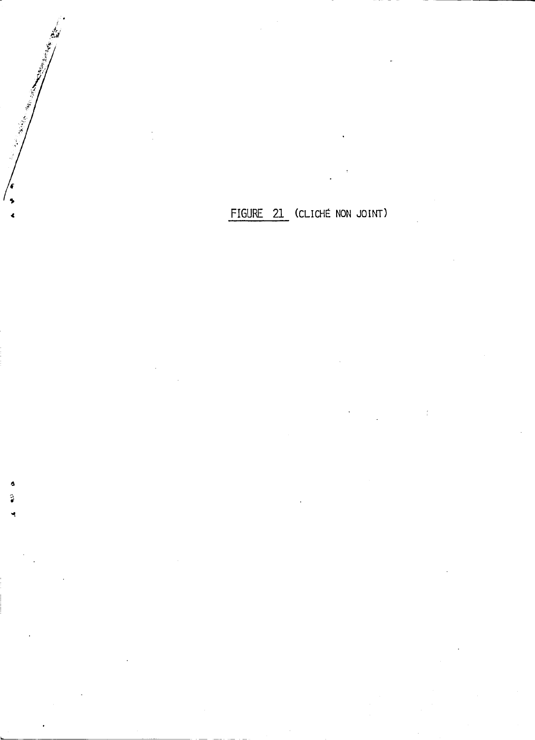FIGURE 21 (CLICHÉ NON JOINT)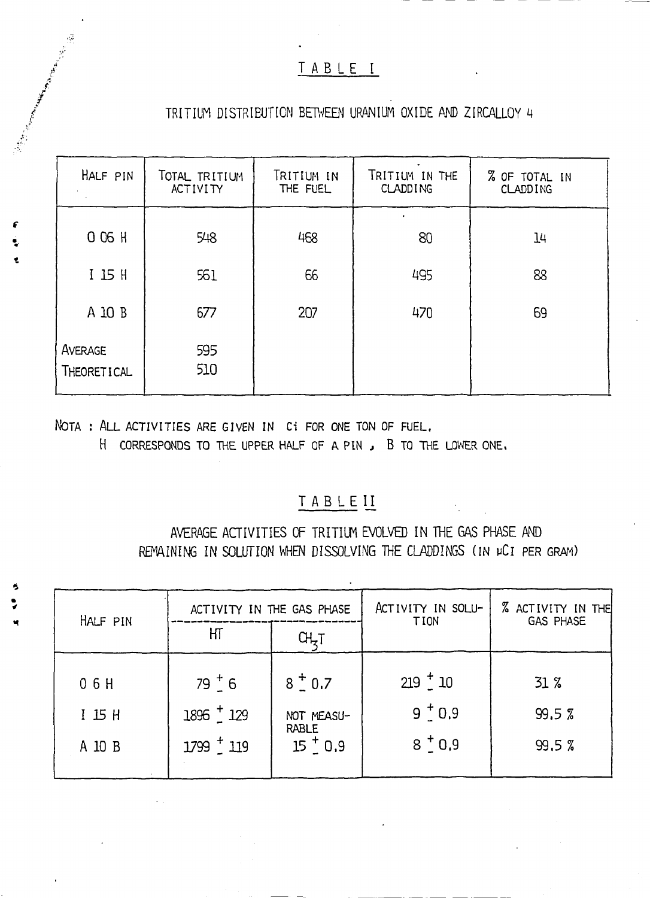## TABLE I

TRITIUM DISTRIBUTION BETWEEN URANIUM OXIDE AND ZIRCALLOY 4

| HALF PIN | TOTAL TRITIUM ACTIVITY | TRITIUM IN THE FUEL | TRITIUM IN THE CLADDING | % OF TOTAL IN CLADDING |
|---|---|---|---|---|
| O 06 H | 548 | 468 | 80 | 14 |
| I 15 H | 561 | 66 | 495 | 88 |
| A 10 B | 677 | 207 | 470 | 69 |
| AVERAGE | 595 | | | |
| THEORETICAL | 510 | | | |

NOTA : ALL ACTIVITIES ARE GIVEN IN Ci FOR ONE TON OF FUEL.
H CORRESPONDS TO THE UPPER HALF OF A PIN , B TO THE LOWER ONE.

## TABLE II

AVERAGE ACTIVITIES OF TRITIUM EVOLVED IN THE GAS PHASE AND REMAINING IN SOLUTION WHEN DISSOLVING THE CLADDINGS (IN µCi PER GRAM)

| HALF PIN | ACTIVITY IN THE GAS PHASE | | ACTIVITY IN SOLUTION | % ACTIVITY IN THE GAS PHASE |
|---|---|---|---|---|
| | HT | $CH_3T$ | | |
| O 6 H | $79 \pm 6$ | $8 \pm 0.7$ | $219 \pm 10$ | 31 % |
| I 15 H | $1896 \pm 129$ | NOT MEASURABLE | $9 \pm 0.9$ | 99.5 % |
| A 10 B | $1799 \pm 119$ | $15 \pm 0.9$ | $8 \pm 0.9$ | 99.5 % |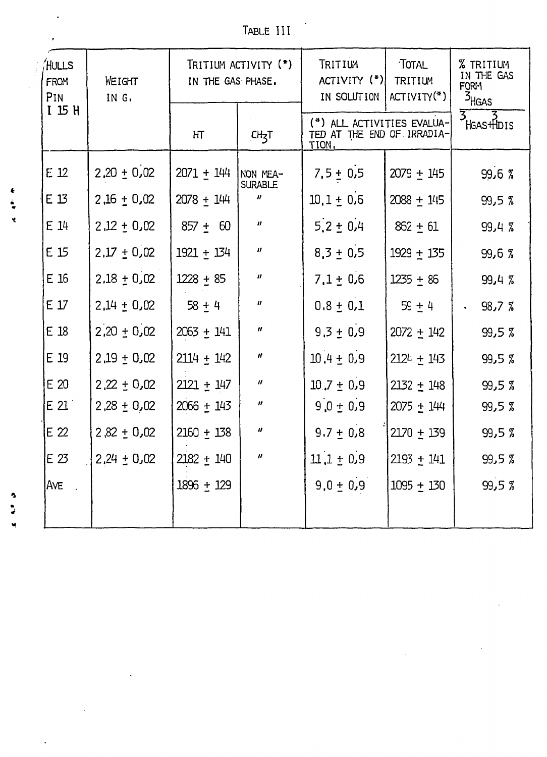TABLE III

| HULLS FROM PIN I 15 H | WEIGHT IN G. | TRITIUM ACTIVITY (*) IN THE GAS PHASE. | | TRITIUM ACTIVITY (*) IN SOLUTION | TOTAL TRITIUM ACTIVITY(*) | % TRITIUM IN THE GAS FORM $\frac{^3H_{GAS}}{^3H_{GAS}+^3H_{DIS}}$ |
|---|---|---|---|---|---|---|
| | | HT | $CH_3T$ | (*) ALL ACTIVITIES EVALUATED AT THE END OF IRRADIATION. | | |
| E 12 | 2,20 ± 0,02 | 2071 ± 144 | NON MEASURABLE | 7,5 ± 0,5 | 2079 ± 145 | 99,6 % |
| E 13 | 2,16 ± 0,02 | 2078 ± 144 | " | 10,1 ± 0,6 | 2088 ± 145 | 99,5 % |
| E 14 | 2,12 ± 0,02 | 857 ± 60 | " | 5,2 ± 0,4 | 862 ± 61 | 99,4 % |
| E 15 | 2,17 ± 0,02 | 1921 ± 134 | " | 8,3 ± 0,5 | 1929 ± 135 | 99,6 % |
| E 16 | 2,18 ± 0,02 | 1228 ± 85 | " | 7,1 ± 0,6 | 1235 ± 86 | 99,4 % |
| E 17 | 2,14 ± 0,02 | 58 ± 4 | " | 0,8 ± 0,1 | 59 ± 4 | 98,7 % |
| E 18 | 2,20 ± 0,02 | 2063 ± 141 | " | 9,3 ± 0,9 | 2072 ± 142 | 99,5 % |
| E 19 | 2,19 ± 0,02 | 2114 ± 142 | " | 10,4 ± 0,9 | 2124 ± 143 | 99,5 % |
| E 20 | 2,22 ± 0,02 | 2121 ± 147 | " | 10,7 ± 0,9 | 2132 ± 148 | 99,5 % |
| E 21 | 2,28 ± 0,02 | 2066 ± 143 | " | 9,0 ± 0,9 | 2075 ± 144 | 99,5 % |
| E 22 | 2,82 ± 0,02 | 2160 ± 138 | " | 9,7 ± 0,8 | 2170 ± 139 | 99,5 % |
| E 23 | 2,24 ± 0,02 | 2182 ± 140 | " | 11,1 ± 0,9 | 2193 ± 141 | 99,5 % |
| AVE | | 1896 ± 129 | | 9,0 ± 0,9 | 1095 ± 130 | 99,5 % |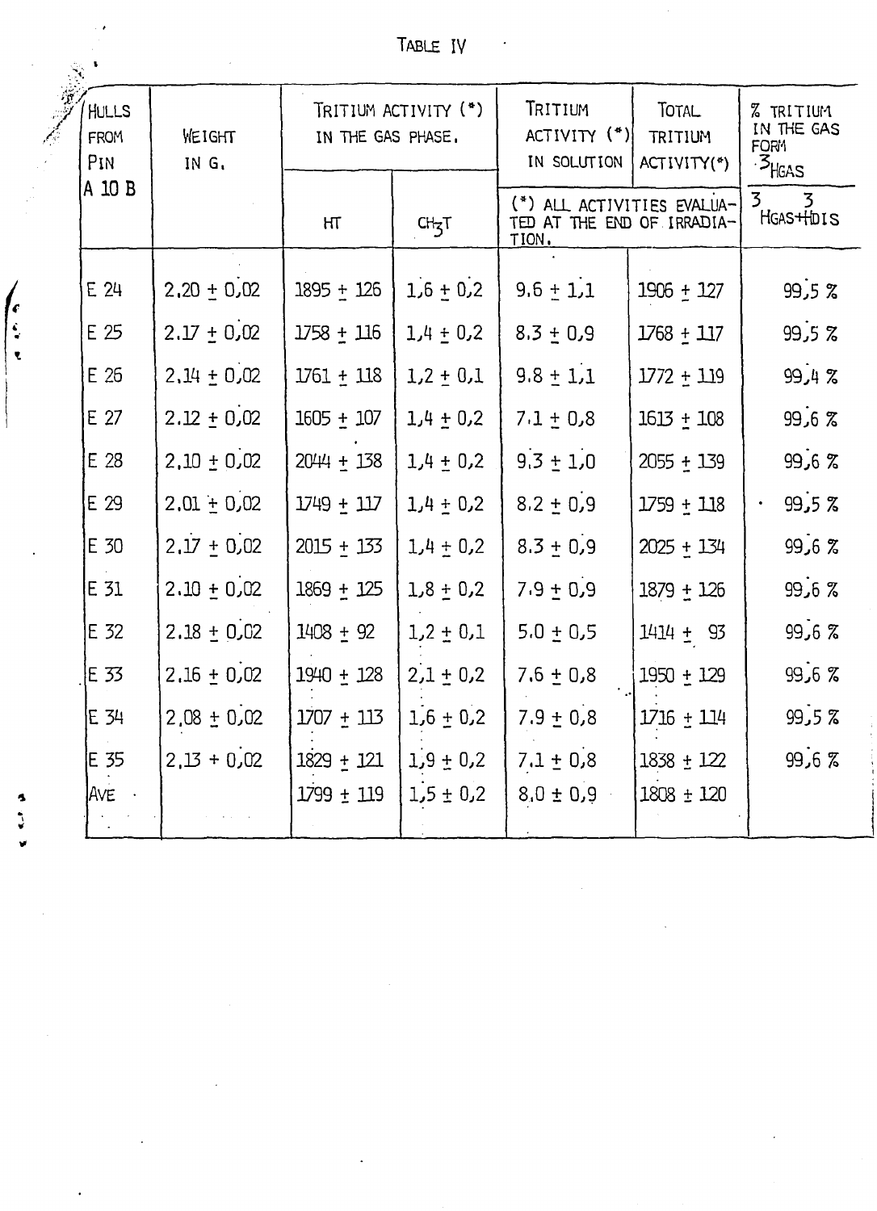TABLE IV

| HULLS FROM PIN A 10 B | WEIGHT IN G. | TRITIUM ACTIVITY (*) IN THE GAS PHASE. | | TRITIUM ACTIVITY (*) IN SOLUTION | TOTAL TRITIUM ACTIVITY(*) | % TRITIUM IN THE GAS FORM $\frac{^3H_{GAS}}{^3H_{GAS}+^3H_{DIS}}$ |
|---|---|---|---|---|---|---|
| | | HT | $CH_3T$ | (*) ALL ACTIVITIES EVALUATED AT THE END OF IRRADIATION. | | |
| E 24 | 2,20 ± 0,02 | 1895 ± 126 | 1,6 ± 0,2 | 9,6 ± 1,1 | 1906 ± 127 | 99,5 % |
| E 25 | 2.17 ± 0,02 | 1758 ± 116 | 1,4 ± 0,2 | 8,3 ± 0,9 | 1768 ± 117 | 99,5 % |
| E 26 | 2.14 ± 0,02 | 1761 ± 118 | 1,2 ± 0,1 | 9,8 ± 1,1 | 1772 ± 119 | 99,4 % |
| E 27 | 2.12 ± 0,02 | 1605 ± 107 | 1,4 ± 0,2 | 7,1 ± 0,8 | 1613 ± 108 | 99,6 % |
| E 28 | 2,10 ± 0,02 | 2044 ± 138 | 1,4 ± 0,2 | 9,3 ± 1,0 | 2055 ± 139 | 99,6 % |
| E 29 | 2,01 ± 0,02 | 1749 ± 117 | 1,4 ± 0,2 | 8,2 ± 0,9 | 1759 ± 118 | 99,5 % |
| E 30 | 2,17 ± 0,02 | 2015 ± 133 | 1,4 ± 0,2 | 8,3 ± 0,9 | 2025 ± 134 | 99,6 % |
| E 31 | 2.10 ± 0,02 | 1869 ± 125 | 1,8 ± 0,2 | 7,9 ± 0,9 | 1879 ± 126 | 99,6 % |
| E 32 | 2.18 ± 0,02 | 1408 ± 92 | 1,2 ± 0,1 | 5,0 ± 0,5 | 1414 ± 93 | 99,6 % |
| E 33 | 2,16 ± 0,02 | 1940 ± 128 | 2,1 ± 0,2 | 7,6 ± 0,8 | 1950 ± 129 | 99,6 % |
| E 34 | 2,08 ± 0,02 | 1707 ± 113 | 1,6 ± 0,2 | 7,9 ± 0,8 | 1716 ± 114 | 99,5 % |
| E 35 | 2,13 + 0,02 | 1829 ± 121 | 1,9 ± 0,2 | 7,1 ± 0,8 | 1838 ± 122 | 99,6 % |
| AVE | | 1799 ± 119 | 1,5 ± 0,2 | 8,0 ± 0,9 | 1808 ± 120 | |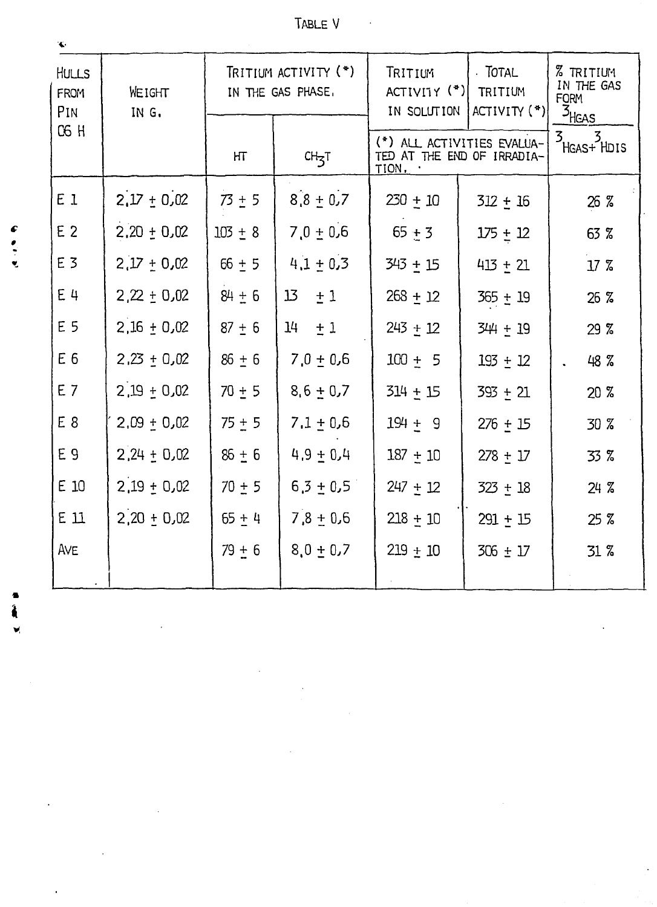TABLE V

| HULLS FROM PIN 06 H | WEIGHT IN G. | TRITIUM ACTIVITY (*) IN THE GAS PHASE. | | TRITIUM ACTIVITY (*) IN SOLUTION | TOTAL TRITIUM ACTIVITY (*) | % TRITIUM IN THE GAS FORM $\frac{^3H_{GAS}}{^3H_{GAS} + ^3H_{DIS}}$ |
|---|---|---|---|---|---|---|
| | | HT | $CH_3T$ | (*) ALL ACTIVITIES EVALUATED AT THE END OF IRRADIATION. | | |
| E 1 | 2,17 ± 0,02 | 73 ± 5 | 8,8 ± 0,7 | 230 ± 10 | 312 ± 16 | 26 % |
| E 2 | 2,20 ± 0,02 | 103 ± 8 | 7,0 ± 0,6 | 65 ± 3 | 175 ± 12 | 63 % |
| E 3 | 2,17 ± 0,02 | 66 ± 5 | 4,1 ± 0,3 | 343 ± 15 | 413 ± 21 | 17 % |
| E 4 | 2,22 ± 0,02 | 84 ± 6 | 13 ± 1 | 268 ± 12 | 365 ± 19 | 26 % |
| E 5 | 2,16 ± 0,02 | 87 ± 6 | 14 ± 1 | 243 ± 12 | 344 ± 19 | 29 % |
| E 6 | 2,23 ± 0,02 | 86 ± 6 | 7,0 ± 0,6 | 100 ± 5 | 193 ± 12 | 48 % |
| E 7 | 2,19 ± 0,02 | 70 ± 5 | 8,6 ± 0,7 | 314 ± 15 | 393 ± 21 | 20 % |
| E 8 | 2,09 ± 0,02 | 75 ± 5 | 7,1 ± 0,6 | 194 ± 9 | 276 ± 15 | 30 % |
| E 9 | 2,24 ± 0,02 | 86 ± 6 | 4,9 ± 0,4 | 187 ± 10 | 278 ± 17 | 33 % |
| E 10 | 2,19 ± 0,02 | 70 ± 5 | 6,3 ± 0,5 | 247 ± 12 | 323 ± 18 | 24 % |
| E 11 | 2,20 ± 0,02 | 65 ± 4 | 7,8 ± 0,6 | 218 ± 10 | 291 ± 15 | 25 % |
| AVE | | 79 ± 6 | 8,0 ± 0,7 | 219 ± 10 | 306 ± 17 | 31 % |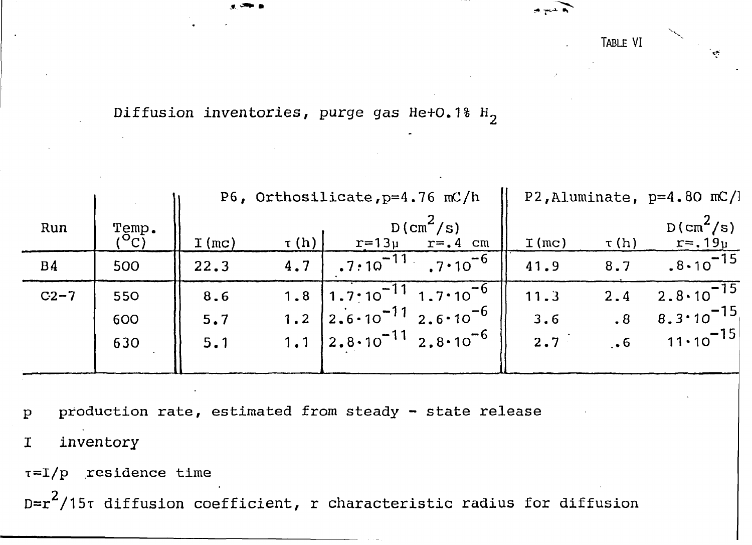TABLE VI

Diffusion inventories, purge gas He+0.1% $H_2$

| Run | Temp. ($^{O}$C) | P6, Orthosilicate, p=4.76 mC/h | | D(cm$^2$/s) | | P2, Aluminate, p=4.80 mC/h | | D(cm$^2$/s) |
|---|---|---|---|---|---|---|---|---|
| | | I(mc) | τ(h) | r=13μ | r=.4 cm | I(mc) | τ(h) | r=.19μ |
| B4 | 500 | 22.3 | 4.7 | $.7 \cdot 10^{-11}$ | $.7 \cdot 10^{-6}$ | 41.9 | 8.7 | $.8 \cdot 10^{-15}$ |
| C2-7 | 550 | 8.6 | 1.8 | $1.7 \cdot 10^{-11}$ | $1.7 \cdot 10^{-6}$ | 11.3 | 2.4 | $2.8 \cdot 10^{-15}$ |
| | 600 | 5.7 | 1.2 | $2.6 \cdot 10^{-11}$ | $2.6 \cdot 10^{-6}$ | 3.6 | .8 | $8.3 \cdot 10^{-15}$ |
| | 630 | 5.1 | 1.1 | $2.8 \cdot 10^{-11}$ | $2.8 \cdot 10^{-6}$ | 2.7 | .6 | $11 \cdot 10^{-15}$ |

p production rate, estimated from steady - state release

I inventory

$\tau = I/p$ residence time

$D = r^2/15\tau$ diffusion coefficient, r characteristic radius for diffusion